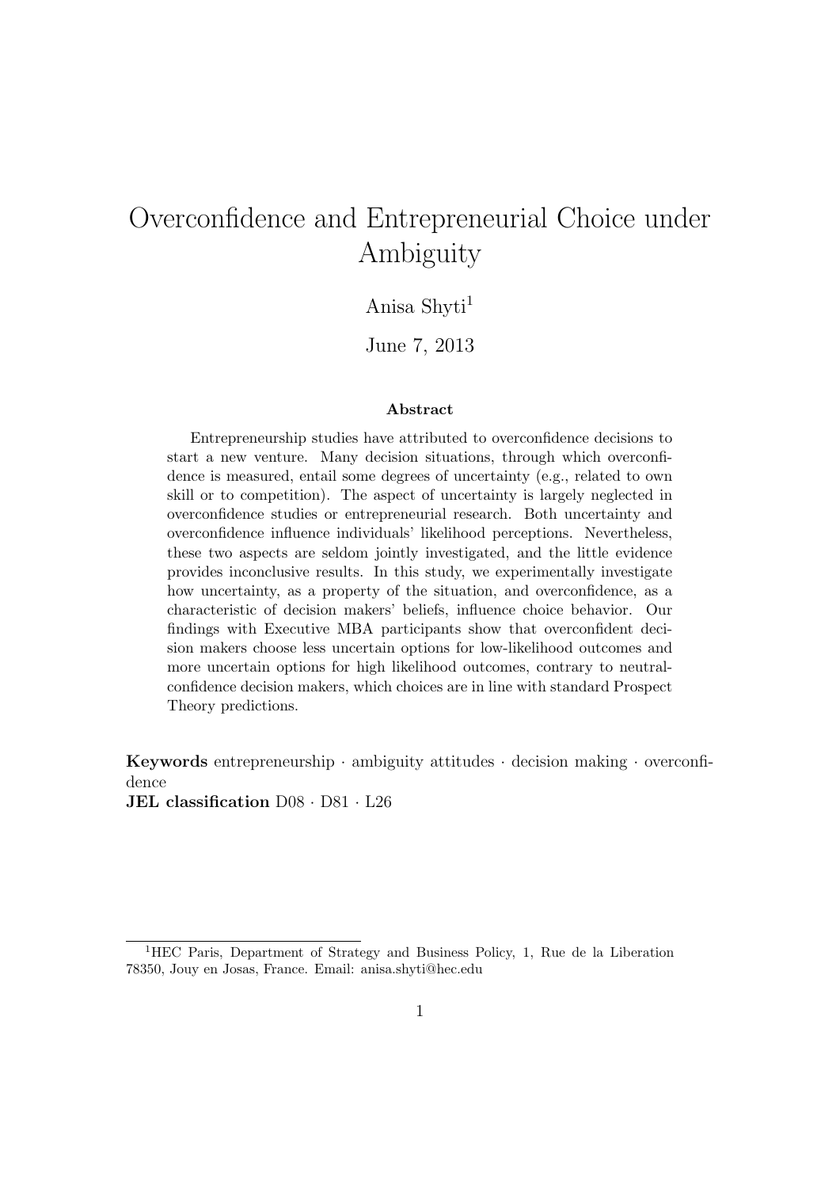# Overconfidence and Entrepreneurial Choice under Ambiguity

Anisa Shyti[1]

June 7, 2013

### Abstract

Entrepreneurship studies have attributed to overconfidence decisions to start a new venture. Many decision situations, through which overconfidence is measured, entail some degrees of uncertainty (e.g., related to own skill or to competition). The aspect of uncertainty is largely neglected in overconfidence studies or entrepreneurial research. Both uncertainty and overconfidence influence individuals' likelihood perceptions. Nevertheless, these two aspects are seldom jointly investigated, and the little evidence provides inconclusive results. In this study, we experimentally investigate how uncertainty, as a property of the situation, and overconfidence, as a characteristic of decision makers' beliefs, influence choice behavior. Our findings with Executive MBA participants show that overconfident decision makers choose less uncertain options for low-likelihood outcomes and more uncertain options for high likelihood outcomes, contrary to neutral-confidence decision makers, which choices are in line with standard Prospect Theory predictions.

**Keywords** entrepreneurship · ambiguity attitudes · decision making · overconfidence

**JEL classification** D08 · D81 · L26

[1]HEC Paris, Department of Strategy and Business Policy, 1, Rue de la Liberation 78350, Jouy en Josas, France. Email: anisa.shyti@hec.edu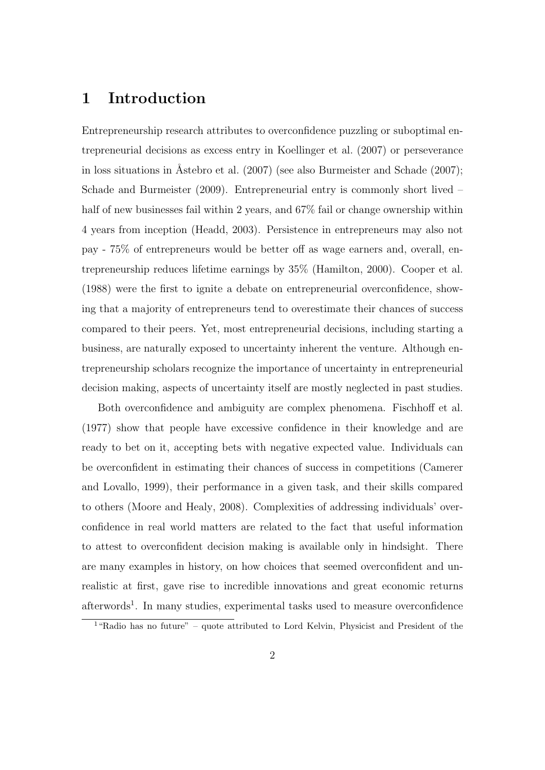# 1 Introduction

Entrepreneurship research attributes to overconfidence puzzling or suboptimal entrepreneurial decisions as excess entry in Koellinger et al. (2007) or perseverance in loss situations in Åstebro et al. (2007) (see also Burmeister and Schade (2007); Schade and Burmeister (2009). Entrepreneurial entry is commonly short lived – half of new businesses fail within 2 years, and 67% fail or change ownership within 4 years from inception (Headd, 2003). Persistence in entrepreneurs may also not pay - 75% of entrepreneurs would be better off as wage earners and, overall, entrepreneurship reduces lifetime earnings by 35% (Hamilton, 2000). Cooper et al. (1988) were the first to ignite a debate on entrepreneurial overconfidence, showing that a majority of entrepreneurs tend to overestimate their chances of success compared to their peers. Yet, most entrepreneurial decisions, including starting a business, are naturally exposed to uncertainty inherent the venture. Although entrepreneurship scholars recognize the importance of uncertainty in entrepreneurial decision making, aspects of uncertainty itself are mostly neglected in past studies.

Both overconfidence and ambiguity are complex phenomena. Fischhoff et al. (1977) show that people have excessive confidence in their knowledge and are ready to bet on it, accepting bets with negative expected value. Individuals can be overconfident in estimating their chances of success in competitions (Camerer and Lovallo, 1999), their performance in a given task, and their skills compared to others (Moore and Healy, 2008). Complexities of addressing individuals' overconfidence in real world matters are related to the fact that useful information to attest to overconfident decision making is available only in hindsight. There are many examples in history, on how choices that seemed overconfident and unrealistic at first, gave rise to incredible innovations and great economic returns afterwords[1]. In many studies, experimental tasks used to measure overconfidence

[1] "Radio has no future" – quote attributed to Lord Kelvin, Physicist and President of the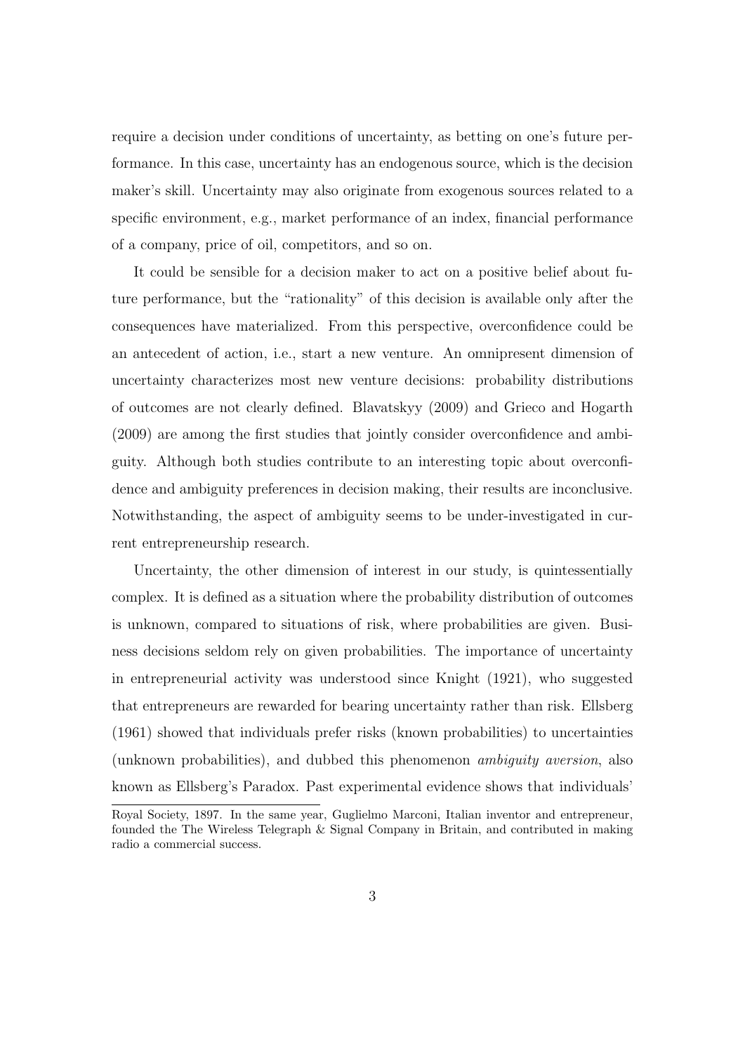require a decision under conditions of uncertainty, as betting on one's future performance. In this case, uncertainty has an endogenous source, which is the decision maker's skill. Uncertainty may also originate from exogenous sources related to a specific environment, e.g., market performance of an index, financial performance of a company, price of oil, competitors, and so on.

It could be sensible for a decision maker to act on a positive belief about future performance, but the "rationality" of this decision is available only after the consequences have materialized. From this perspective, overconfidence could be an antecedent of action, i.e., start a new venture. An omnipresent dimension of uncertainty characterizes most new venture decisions: probability distributions of outcomes are not clearly defined. Blavatskyy (2009) and Grieco and Hogarth (2009) are among the first studies that jointly consider overconfidence and ambiguity. Although both studies contribute to an interesting topic about overconfidence and ambiguity preferences in decision making, their results are inconclusive. Notwithstanding, the aspect of ambiguity seems to be under-investigated in current entrepreneurship research.

Uncertainty, the other dimension of interest in our study, is quintessentially complex. It is defined as a situation where the probability distribution of outcomes is unknown, compared to situations of risk, where probabilities are given. Business decisions seldom rely on given probabilities. The importance of uncertainty in entrepreneurial activity was understood since Knight (1921), who suggested that entrepreneurs are rewarded for bearing uncertainty rather than risk. Ellsberg (1961) showed that individuals prefer risks (known probabilities) to uncertainties (unknown probabilities), and dubbed this phenomenon *ambiguity aversion*, also known as Ellsberg's Paradox. Past experimental evidence shows that individuals'

Royal Society, 1897. In the same year, Guglielmo Marconi, Italian inventor and entrepreneur, founded the The Wireless Telegraph & Signal Company in Britain, and contributed in making radio a commercial success.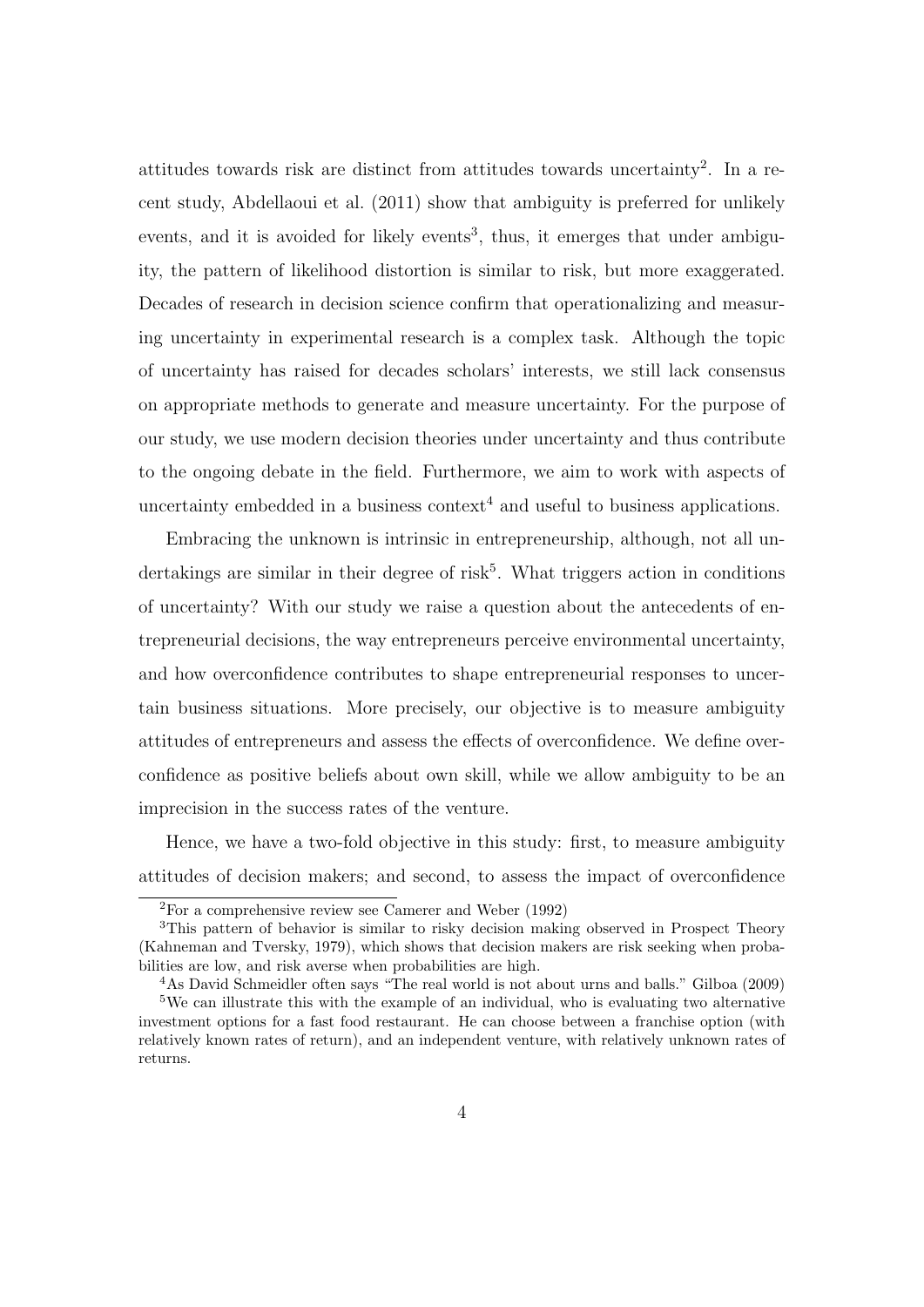attitudes towards risk are distinct from attitudes towards uncertainty[2]. In a recent study, Abdellaoui et al. (2011) show that ambiguity is preferred for unlikely events, and it is avoided for likely events[3], thus, it emerges that under ambiguity, the pattern of likelihood distortion is similar to risk, but more exaggerated. Decades of research in decision science confirm that operationalizing and measuring uncertainty in experimental research is a complex task. Although the topic of uncertainty has raised for decades scholars' interests, we still lack consensus on appropriate methods to generate and measure uncertainty. For the purpose of our study, we use modern decision theories under uncertainty and thus contribute to the ongoing debate in the field. Furthermore, we aim to work with aspects of uncertainty embedded in a business context[4] and useful to business applications.

Embracing the unknown is intrinsic in entrepreneurship, although, not all undertakings are similar in their degree of risk[5]. What triggers action in conditions of uncertainty? With our study we raise a question about the antecedents of entrepreneurial decisions, the way entrepreneurs perceive environmental uncertainty, and how overconfidence contributes to shape entrepreneurial responses to uncertain business situations. More precisely, our objective is to measure ambiguity attitudes of entrepreneurs and assess the effects of overconfidence. We define overconfidence as positive beliefs about own skill, while we allow ambiguity to be an imprecision in the success rates of the venture.

Hence, we have a two-fold objective in this study: first, to measure ambiguity attitudes of decision makers; and second, to assess the impact of overconfidence

---

[2] For a comprehensive review see Camerer and Weber (1992)

[3] This pattern of behavior is similar to risky decision making observed in Prospect Theory (Kahneman and Tversky, 1979), which shows that decision makers are risk seeking when probabilities are low, and risk averse when probabilities are high.

[4] As David Schmeidler often says "The real world is not about urns and balls." Gilboa (2009)

[5] We can illustrate this with the example of an individual, who is evaluating two alternative investment options for a fast food restaurant. He can choose between a franchise option (with relatively known rates of return), and an independent venture, with relatively unknown rates of returns.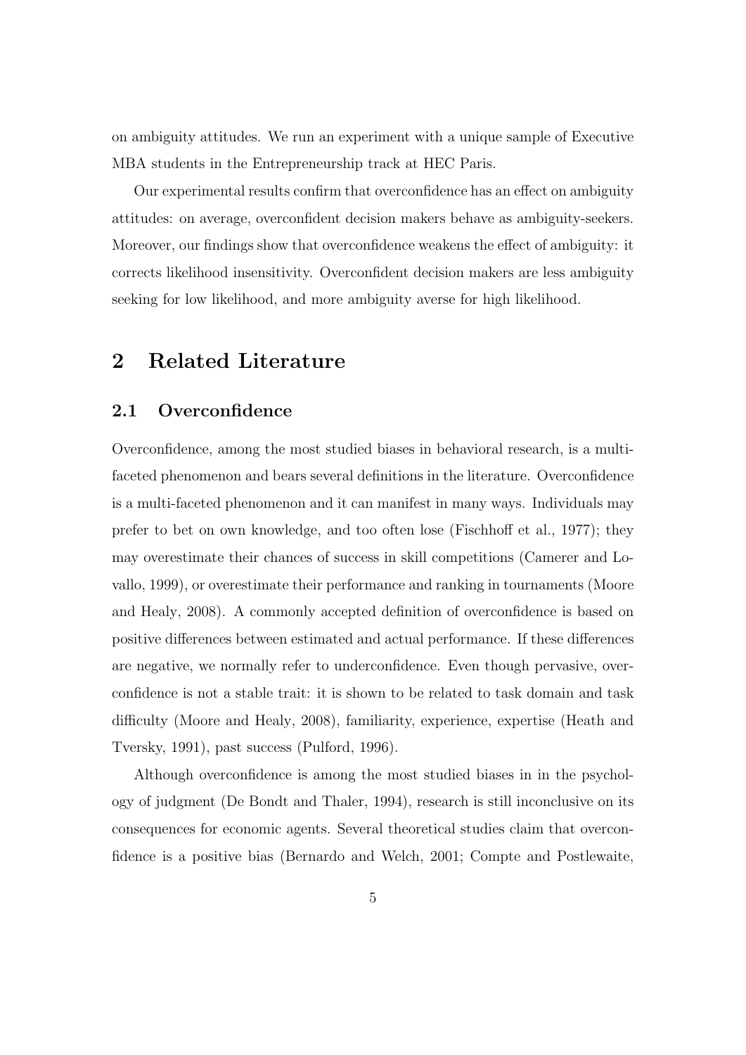on ambiguity attitudes. We run an experiment with a unique sample of Executive MBA students in the Entrepreneurship track at HEC Paris.

Our experimental results confirm that overconfidence has an effect on ambiguity attitudes: on average, overconfident decision makers behave as ambiguity-seekers. Moreover, our findings show that overconfidence weakens the effect of ambiguity: it corrects likelihood insensitivity. Overconfident decision makers are less ambiguity seeking for low likelihood, and more ambiguity averse for high likelihood.

# 2 Related Literature

## 2.1 Overconfidence

Overconfidence, among the most studied biases in behavioral research, is a multi-faceted phenomenon and bears several definitions in the literature. Overconfidence is a multi-faceted phenomenon and it can manifest in many ways. Individuals may prefer to bet on own knowledge, and too often lose (Fischhoff et al., 1977); they may overestimate their chances of success in skill competitions (Camerer and Lovallo, 1999), or overestimate their performance and ranking in tournaments (Moore and Healy, 2008). A commonly accepted definition of overconfidence is based on positive differences between estimated and actual performance. If these differences are negative, we normally refer to underconfidence. Even though pervasive, overconfidence is not a stable trait: it is shown to be related to task domain and task difficulty (Moore and Healy, 2008), familiarity, experience, expertise (Heath and Tversky, 1991), past success (Pulford, 1996).

Although overconfidence is among the most studied biases in in the psychology of judgment (De Bondt and Thaler, 1994), research is still inconclusive on its consequences for economic agents. Several theoretical studies claim that overconfidence is a positive bias (Bernardo and Welch, 2001; Compte and Postlewaite,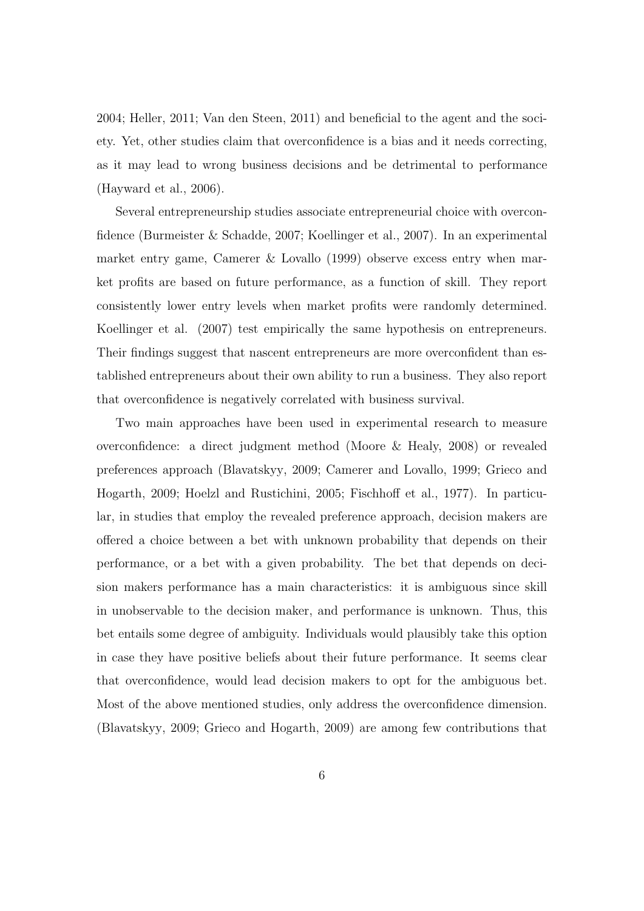2004; Heller, 2011; Van den Steen, 2011) and beneficial to the agent and the society. Yet, other studies claim that overconfidence is a bias and it needs correcting, as it may lead to wrong business decisions and be detrimental to performance (Hayward et al., 2006).

Several entrepreneurship studies associate entrepreneurial choice with overconfidence (Burmeister & Schadde, 2007; Koellinger et al., 2007). In an experimental market entry game, Camerer & Lovallo (1999) observe excess entry when market profits are based on future performance, as a function of skill. They report consistently lower entry levels when market profits were randomly determined. Koellinger et al. (2007) test empirically the same hypothesis on entrepreneurs. Their findings suggest that nascent entrepreneurs are more overconfident than established entrepreneurs about their own ability to run a business. They also report that overconfidence is negatively correlated with business survival.

Two main approaches have been used in experimental research to measure overconfidence: a direct judgment method (Moore & Healy, 2008) or revealed preferences approach (Blavatskyy, 2009; Camerer and Lovallo, 1999; Grieco and Hogarth, 2009; Hoelzl and Rustichini, 2005; Fischhoff et al., 1977). In particular, in studies that employ the revealed preference approach, decision makers are offered a choice between a bet with unknown probability that depends on their performance, or a bet with a given probability. The bet that depends on decision makers performance has a main characteristics: it is ambiguous since skill in unobservable to the decision maker, and performance is unknown. Thus, this bet entails some degree of ambiguity. Individuals would plausibly take this option in case they have positive beliefs about their future performance. It seems clear that overconfidence, would lead decision makers to opt for the ambiguous bet. Most of the above mentioned studies, only address the overconfidence dimension. (Blavatskyy, 2009; Grieco and Hogarth, 2009) are among few contributions that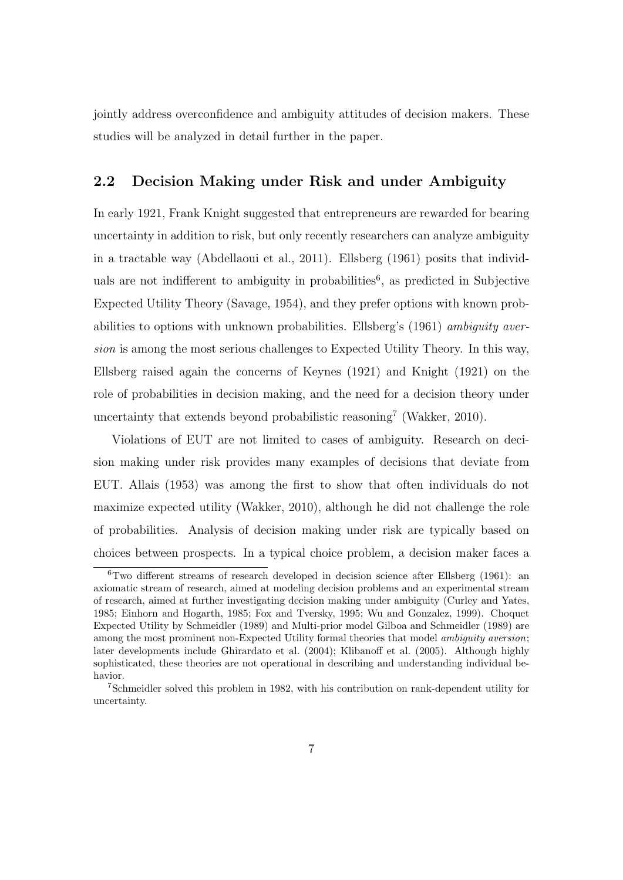jointly address overconfidence and ambiguity attitudes of decision makers. These studies will be analyzed in detail further in the paper.

## 2.2 Decision Making under Risk and under Ambiguity

In early 1921, Frank Knight suggested that entrepreneurs are rewarded for bearing uncertainty in addition to risk, but only recently researchers can analyze ambiguity in a tractable way (Abdellaoui et al., 2011). Ellsberg (1961) posits that individuals are not indifferent to ambiguity in probabilities[6], as predicted in Subjective Expected Utility Theory (Savage, 1954), and they prefer options with known probabilities to options with unknown probabilities. Ellsberg's (1961) *ambiguity aversion* is among the most serious challenges to Expected Utility Theory. In this way, Ellsberg raised again the concerns of Keynes (1921) and Knight (1921) on the role of probabilities in decision making, and the need for a decision theory under uncertainty that extends beyond probabilistic reasoning[7] (Wakker, 2010).

Violations of EUT are not limited to cases of ambiguity. Research on decision making under risk provides many examples of decisions that deviate from EUT. Allais (1953) was among the first to show that often individuals do not maximize expected utility (Wakker, 2010), although he did not challenge the role of probabilities. Analysis of decision making under risk are typically based on choices between prospects. In a typical choice problem, a decision maker faces a

---

[6] Two different streams of research developed in decision science after Ellsberg (1961): an axiomatic stream of research, aimed at modeling decision problems and an experimental stream of research, aimed at further investigating decision making under ambiguity (Curley and Yates, 1985; Einhorn and Hogarth, 1985; Fox and Tversky, 1995; Wu and Gonzalez, 1999). Choquet Expected Utility by Schmeidler (1989) and Multi-prior model Gilboa and Schmeidler (1989) are among the most prominent non-Expected Utility formal theories that model *ambiguity aversion*; later developments include Ghirardato et al. (2004); Klibanoff et al. (2005). Although highly sophisticated, these theories are not operational in describing and understanding individual behavior.

[7] Schmeidler solved this problem in 1982, with his contribution on rank-dependent utility for uncertainty.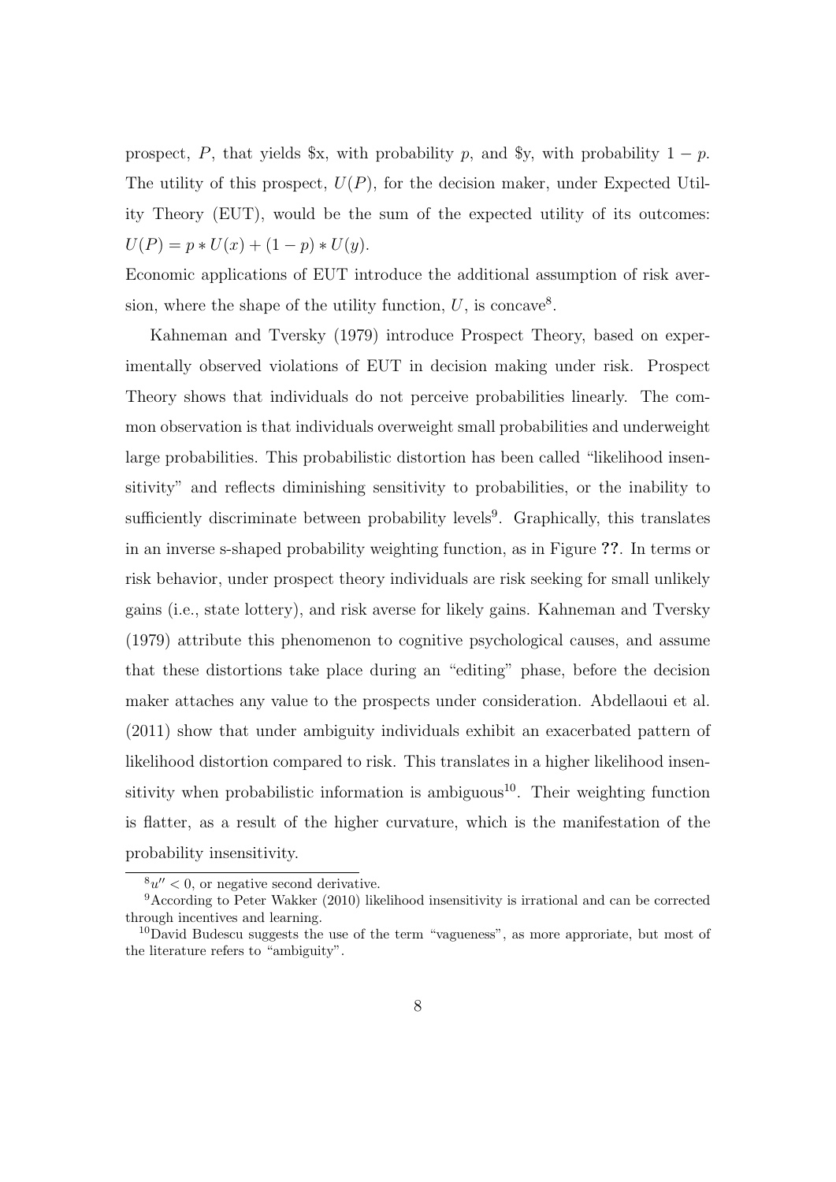prospect, $P$, that yields \$x, with probability $p$, and \$y, with probability $1 - p$. The utility of this prospect, $U(P)$, for the decision maker, under Expected Utility Theory (EUT), would be the sum of the expected utility of its outcomes: $U(P) = p * U(x) + (1 - p) * U(y)$.

Economic applications of EUT introduce the additional assumption of risk aversion, where the shape of the utility function, $U$, is concave[8].

Kahneman and Tversky (1979) introduce Prospect Theory, based on experimentally observed violations of EUT in decision making under risk. Prospect Theory shows that individuals do not perceive probabilities linearly. The common observation is that individuals overweight small probabilities and underweight large probabilities. This probabilistic distortion has been called "likelihood insensitivity" and reflects diminishing sensitivity to probabilities, or the inability to sufficiently discriminate between probability levels[9]. Graphically, this translates in an inverse s-shaped probability weighting function, as in Figure **??**. In terms or risk behavior, under prospect theory individuals are risk seeking for small unlikely gains (i.e., state lottery), and risk averse for likely gains. Kahneman and Tversky (1979) attribute this phenomenon to cognitive psychological causes, and assume that these distortions take place during an "editing" phase, before the decision maker attaches any value to the prospects under consideration. Abdellaoui et al. (2011) show that under ambiguity individuals exhibit an exacerbated pattern of likelihood distortion compared to risk. This translates in a higher likelihood insensitivity when probabilistic information is ambiguous[10]. Their weighting function is flatter, as a result of the higher curvature, which is the manifestation of the probability insensitivity.

---

[8] $u'' < 0$, or negative second derivative.

[9] According to Peter Wakker (2010) likelihood insensitivity is irrational and can be corrected through incentives and learning.

[10] David Budescu suggests the use of the term "vagueness", as more approriate, but most of the literature refers to "ambiguity".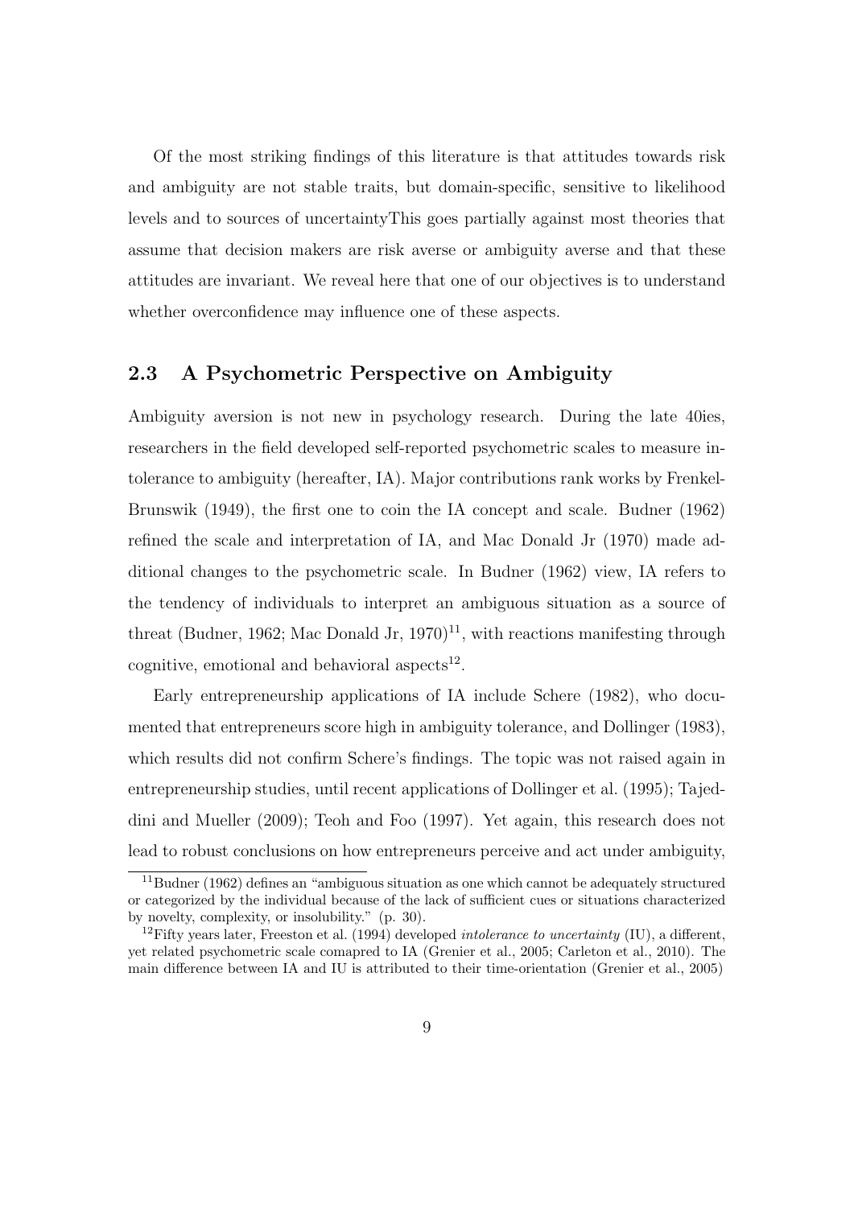Of the most striking findings of this literature is that attitudes towards risk and ambiguity are not stable traits, but domain-specific, sensitive to likelihood levels and to sources of uncertaintyThis goes partially against most theories that assume that decision makers are risk averse or ambiguity averse and that these attitudes are invariant. We reveal here that one of our objectives is to understand whether overconfidence may influence one of these aspects.

## 2.3 A Psychometric Perspective on Ambiguity

Ambiguity aversion is not new in psychology research. During the late 40ies, researchers in the field developed self-reported psychometric scales to measure intolerance to ambiguity (hereafter, IA). Major contributions rank works by Frenkel-Brunswik (1949), the first one to coin the IA concept and scale. Budner (1962) refined the scale and interpretation of IA, and Mac Donald Jr (1970) made additional changes to the psychometric scale. In Budner (1962) view, IA refers to the tendency of individuals to interpret an ambiguous situation as a source of threat (Budner, 1962; Mac Donald Jr, 1970)[11], with reactions manifesting through cognitive, emotional and behavioral aspects[12].

Early entrepreneurship applications of IA include Schere (1982), who documented that entrepreneurs score high in ambiguity tolerance, and Dollinger (1983), which results did not confirm Schere's findings. The topic was not raised again in entrepreneurship studies, until recent applications of Dollinger et al. (1995); Tajeddini and Mueller (2009); Teoh and Foo (1997). Yet again, this research does not lead to robust conclusions on how entrepreneurs perceive and act under ambiguity,

[11] Budner (1962) defines an "ambiguous situation as one which cannot be adequately structured or categorized by the individual because of the lack of sufficient cues or situations characterized by novelty, complexity, or insolubility." (p. 30).

[12] Fifty years later, Freeston et al. (1994) developed *intolerance to uncertainty* (IU), a different, yet related psychometric scale comapred to IA (Grenier et al., 2005; Carleton et al., 2010). The main difference between IA and IU is attributed to their time-orientation (Grenier et al., 2005)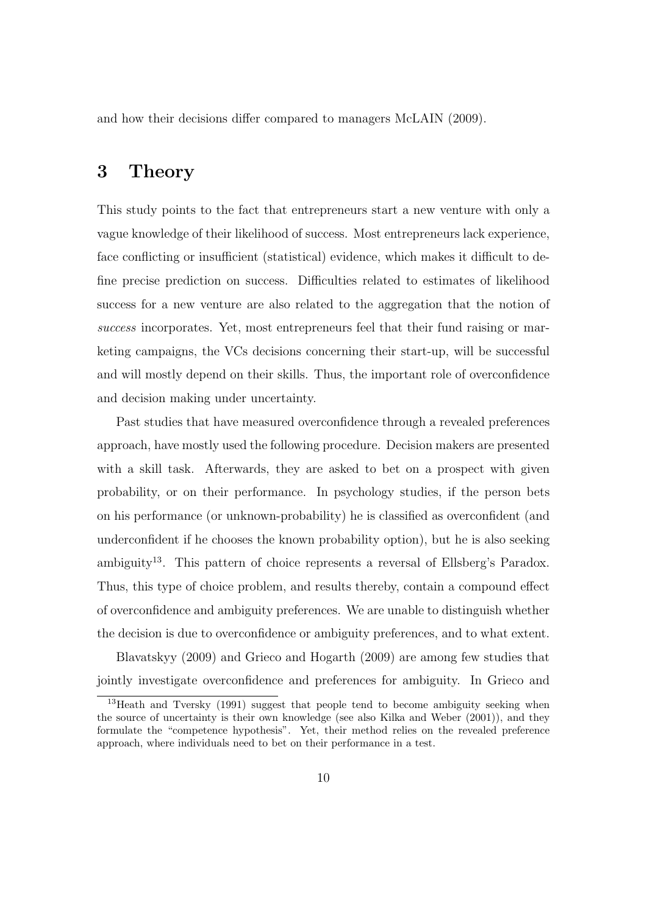and how their decisions differ compared to managers McLAIN (2009).

# 3 Theory

This study points to the fact that entrepreneurs start a new venture with only a vague knowledge of their likelihood of success. Most entrepreneurs lack experience, face conflicting or insufficient (statistical) evidence, which makes it difficult to define precise prediction on success. Difficulties related to estimates of likelihood success for a new venture are also related to the aggregation that the notion of *success* incorporates. Yet, most entrepreneurs feel that their fund raising or marketing campaigns, the VCs decisions concerning their start-up, will be successful and will mostly depend on their skills. Thus, the important role of overconfidence and decision making under uncertainty.

Past studies that have measured overconfidence through a revealed preferences approach, have mostly used the following procedure. Decision makers are presented with a skill task. Afterwards, they are asked to bet on a prospect with given probability, or on their performance. In psychology studies, if the person bets on his performance (or unknown-probability) he is classified as overconfident (and underconfident if he chooses the known probability option), but he is also seeking ambiguity[13]. This pattern of choice represents a reversal of Ellsberg's Paradox. Thus, this type of choice problem, and results thereby, contain a compound effect of overconfidence and ambiguity preferences. We are unable to distinguish whether the decision is due to overconfidence or ambiguity preferences, and to what extent.

Blavatskyy (2009) and Grieco and Hogarth (2009) are among few studies that jointly investigate overconfidence and preferences for ambiguity. In Grieco and

[13] Heath and Tversky (1991) suggest that people tend to become ambiguity seeking when the source of uncertainty is their own knowledge (see also Kilka and Weber (2001)), and they formulate the "competence hypothesis". Yet, their method relies on the revealed preference approach, where individuals need to bet on their performance in a test.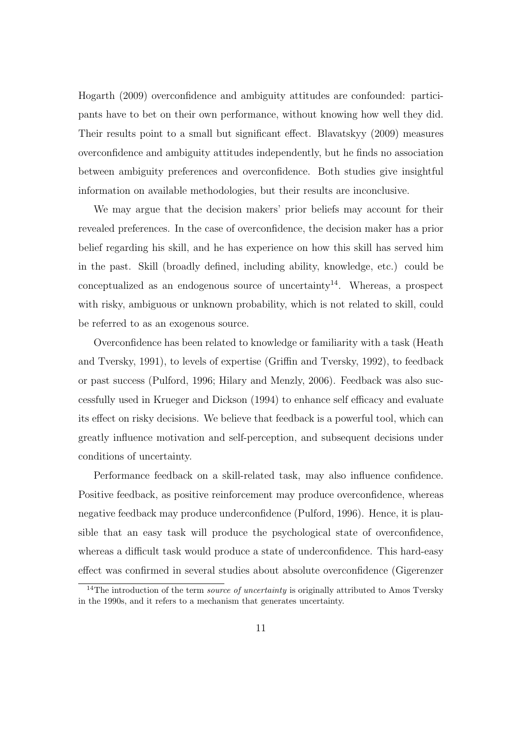Hogarth (2009) overconfidence and ambiguity attitudes are confounded: participants have to bet on their own performance, without knowing how well they did. Their results point to a small but significant effect. Blavatskyy (2009) measures overconfidence and ambiguity attitudes independently, but he finds no association between ambiguity preferences and overconfidence. Both studies give insightful information on available methodologies, but their results are inconclusive.

We may argue that the decision makers' prior beliefs may account for their revealed preferences. In the case of overconfidence, the decision maker has a prior belief regarding his skill, and he has experience on how this skill has served him in the past. Skill (broadly defined, including ability, knowledge, etc.) could be conceptualized as an endogenous source of uncertainty[14]. Whereas, a prospect with risky, ambiguous or unknown probability, which is not related to skill, could be referred to as an exogenous source.

Overconfidence has been related to knowledge or familiarity with a task (Heath and Tversky, 1991), to levels of expertise (Griffin and Tversky, 1992), to feedback or past success (Pulford, 1996; Hilary and Menzly, 2006). Feedback was also successfully used in Krueger and Dickson (1994) to enhance self efficacy and evaluate its effect on risky decisions. We believe that feedback is a powerful tool, which can greatly influence motivation and self-perception, and subsequent decisions under conditions of uncertainty.

Performance feedback on a skill-related task, may also influence confidence. Positive feedback, as positive reinforcement may produce overconfidence, whereas negative feedback may produce underconfidence (Pulford, 1996). Hence, it is plausible that an easy task will produce the psychological state of overconfidence, whereas a difficult task would produce a state of underconfidence. This hard-easy effect was confirmed in several studies about absolute overconfidence (Gigerenzer

[14] The introduction of the term *source of uncertainty* is originally attributed to Amos Tversky in the 1990s, and it refers to a mechanism that generates uncertainty.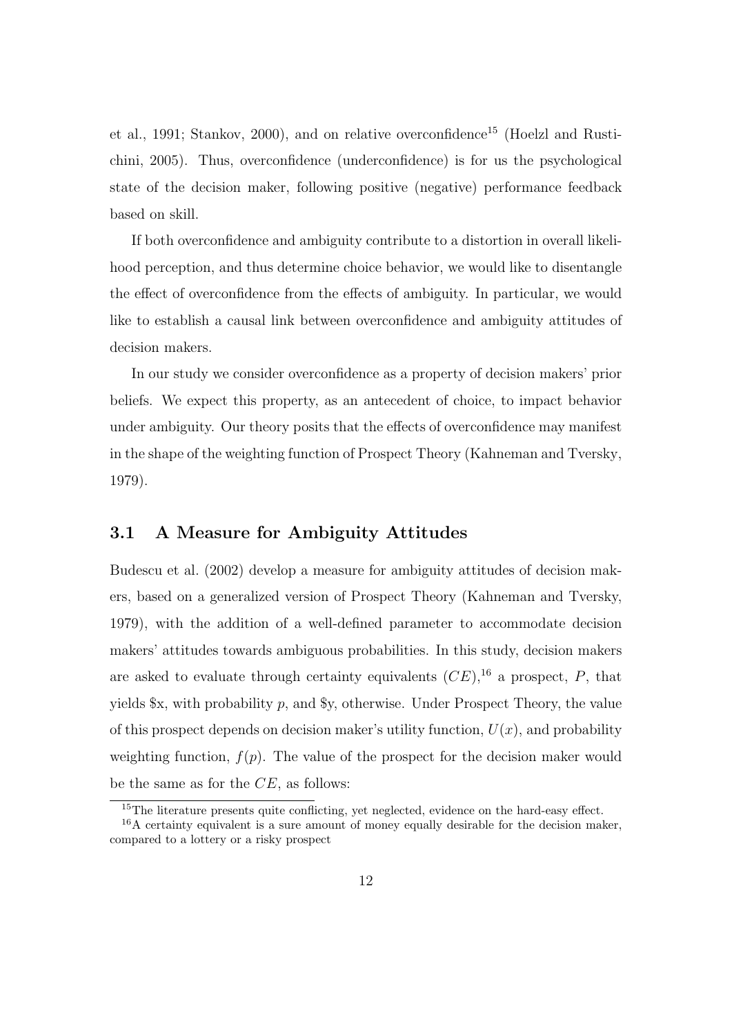et al., 1991; Stankov, 2000), and on relative overconfidence[15] (Hoelzl and Rustichini, 2005). Thus, overconfidence (underconfidence) is for us the psychological state of the decision maker, following positive (negative) performance feedback based on skill.

If both overconfidence and ambiguity contribute to a distortion in overall likelihood perception, and thus determine choice behavior, we would like to disentangle the effect of overconfidence from the effects of ambiguity. In particular, we would like to establish a causal link between overconfidence and ambiguity attitudes of decision makers.

In our study we consider overconfidence as a property of decision makers' prior beliefs. We expect this property, as an antecedent of choice, to impact behavior under ambiguity. Our theory posits that the effects of overconfidence may manifest in the shape of the weighting function of Prospect Theory (Kahneman and Tversky, 1979).

## 3.1 A Measure for Ambiguity Attitudes

Budescu et al. (2002) develop a measure for ambiguity attitudes of decision makers, based on a generalized version of Prospect Theory (Kahneman and Tversky, 1979), with the addition of a well-defined parameter to accommodate decision makers' attitudes towards ambiguous probabilities. In this study, decision makers are asked to evaluate through certainty equivalents ($CE$),[16] a prospect, $P$, that yields \$x, with probability $p$, and \$y, otherwise. Under Prospect Theory, the value of this prospect depends on decision maker's utility function, $U(x)$, and probability weighting function, $f(p)$. The value of the prospect for the decision maker would be the same as for the $CE$, as follows:

---

[15] The literature presents quite conflicting, yet neglected, evidence on the hard-easy effect.

[16] A certainty equivalent is a sure amount of money equally desirable for the decision maker, compared to a lottery or a risky prospect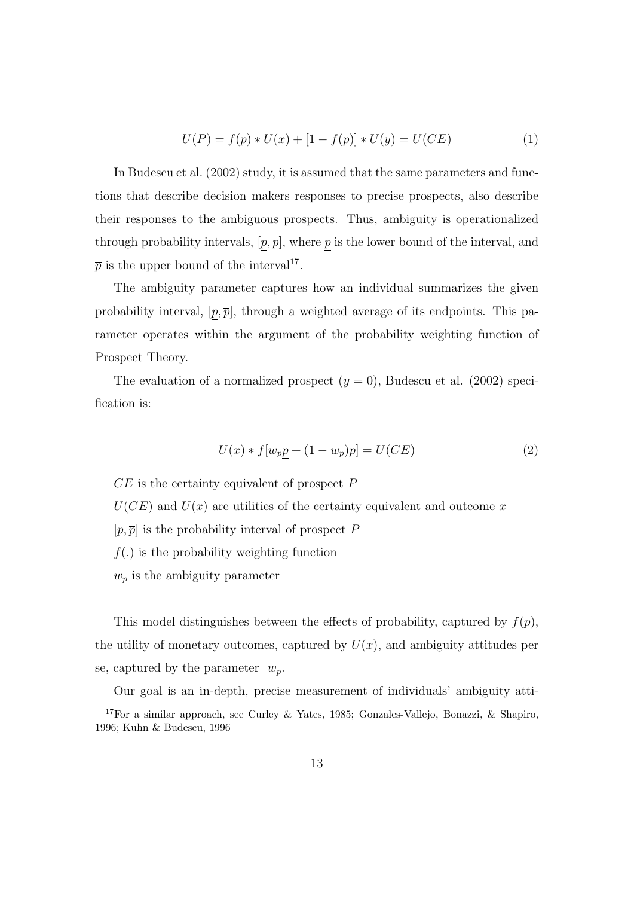$$U(P) = f(p) * U(x) + [1 - f(p)] * U(y) = U(CE) \tag{1}$$

In Budescu et al. (2002) study, it is assumed that the same parameters and functions that describe decision makers responses to precise prospects, also describe their responses to the ambiguous prospects. Thus, ambiguity is operationalized through probability intervals, $[\underline{p}, \overline{p}]$, where $\underline{p}$ is the lower bound of the interval, and $\overline{p}$ is the upper bound of the interval[17].

The ambiguity parameter captures how an individual summarizes the given probability interval, $[\underline{p}, \overline{p}]$, through a weighted average of its endpoints. This parameter operates within the argument of the probability weighting function of Prospect Theory.

The evaluation of a normalized prospect ($y = 0$), Budescu et al. (2002) specification is:

$$U(x) * f[w_p\underline{p} + (1 - w_p)\overline{p}] = U(CE) \tag{2}$$

$CE$ is the certainty equivalent of prospect $P$

$U(CE)$ and $U(x)$ are utilities of the certainty equivalent and outcome $x$

$[\underline{p}, \overline{p}]$ is the probability interval of prospect $P$

$f(.)$ is the probability weighting function

$w_p$ is the ambiguity parameter

This model distinguishes between the effects of probability, captured by $f(p)$, the utility of monetary outcomes, captured by $U(x)$, and ambiguity attitudes per se, captured by the parameter $w_p$.

Our goal is an in-depth, precise measurement of individuals' ambiguity atti-

[17] For a similar approach, see Curley & Yates, 1985; Gonzales-Vallejo, Bonazzi, & Shapiro, 1996; Kuhn & Budescu, 1996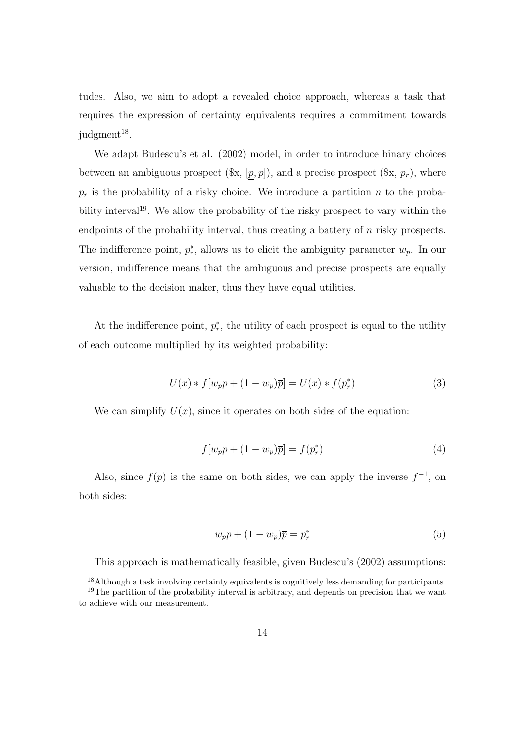tudes. Also, we aim to adopt a revealed choice approach, whereas a task that requires the expression of certainty equivalents requires a commitment towards judgment[18].

We adapt Budescu's et al. (2002) model, in order to introduce binary choices between an ambiguous prospect ($x, $[\underline{p}, \overline{p}]$), and a precise prospect ($x, $p_r$), where $p_r$ is the probability of a risky choice. We introduce a partition $n$ to the probability interval[19]. We allow the probability of the risky prospect to vary within the endpoints of the probability interval, thus creating a battery of $n$ risky prospects. The indifference point, $p_r^*$, allows us to elicit the ambiguity parameter $w_p$. In our version, indifference means that the ambiguous and precise prospects are equally valuable to the decision maker, thus they have equal utilities.

At the indifference point, $p_r^*$, the utility of each prospect is equal to the utility of each outcome multiplied by its weighted probability:

$$U(x) * f[w_p \underline{p} + (1 - w_p)\overline{p}] = U(x) * f(p_r^*) \tag{3}$$

We can simplify $U(x)$, since it operates on both sides of the equation:

$$f[w_p \underline{p} + (1 - w_p)\overline{p}] = f(p_r^*) \tag{4}$$

Also, since $f(p)$ is the same on both sides, we can apply the inverse $f^{-1}$, on both sides:

$$w_p \underline{p} + (1 - w_p)\overline{p} = p_r^* \tag{5}$$

This approach is mathematically feasible, given Budescu's (2002) assumptions:

[18] Although a task involving certainty equivalents is cognitively less demanding for participants.

[19] The partition of the probability interval is arbitrary, and depends on precision that we want to achieve with our measurement.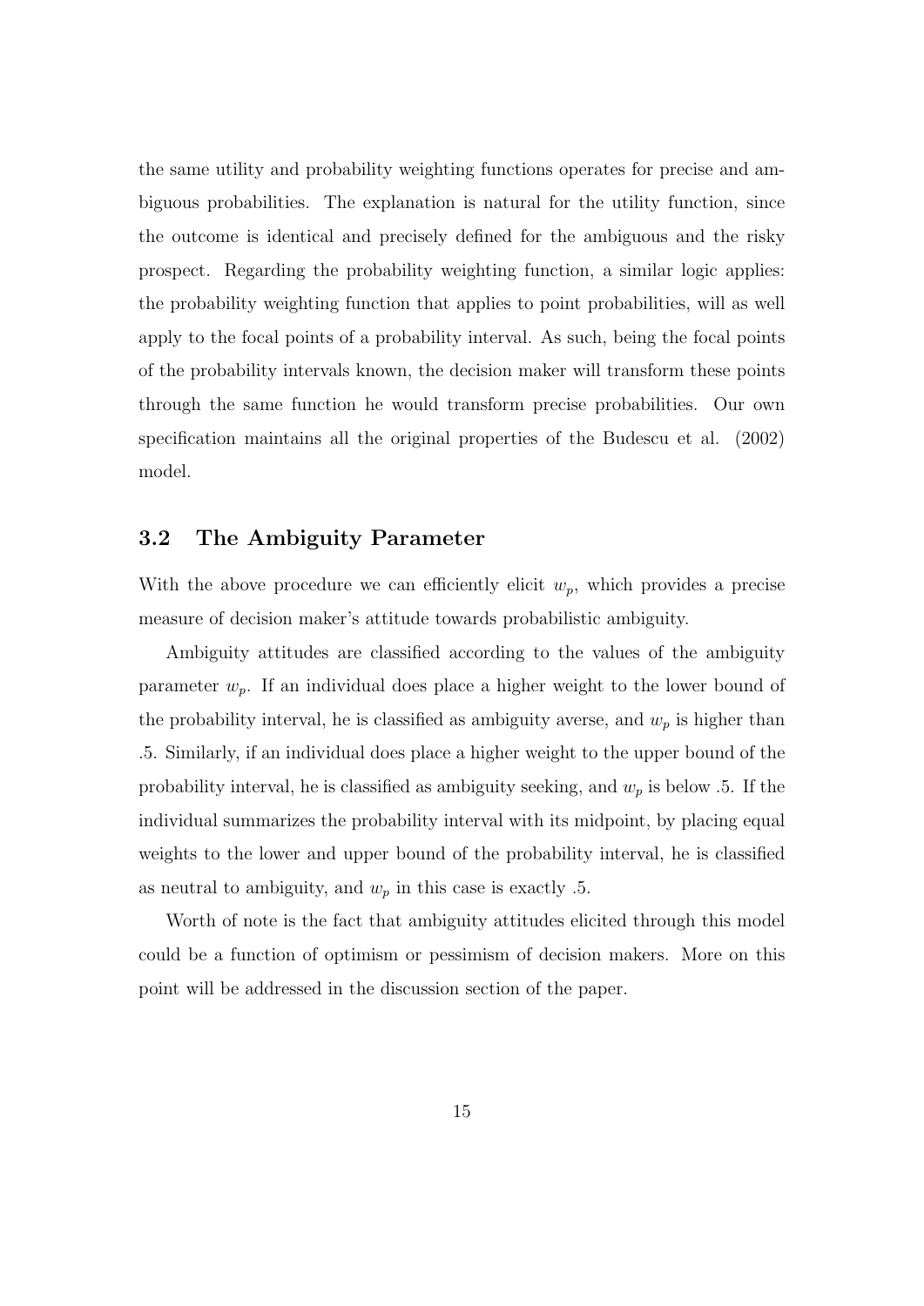the same utility and probability weighting functions operates for precise and ambiguous probabilities. The explanation is natural for the utility function, since the outcome is identical and precisely defined for the ambiguous and the risky prospect. Regarding the probability weighting function, a similar logic applies: the probability weighting function that applies to point probabilities, will as well apply to the focal points of a probability interval. As such, being the focal points of the probability intervals known, the decision maker will transform these points through the same function he would transform precise probabilities. Our own specification maintains all the original properties of the Budescu et al. (2002) model.

## 3.2 The Ambiguity Parameter

With the above procedure we can efficiently elicit $w_p$, which provides a precise measure of decision maker's attitude towards probabilistic ambiguity.

Ambiguity attitudes are classified according to the values of the ambiguity parameter $w_p$. If an individual does place a higher weight to the lower bound of the probability interval, he is classified as ambiguity averse, and $w_p$ is higher than .5. Similarly, if an individual does place a higher weight to the upper bound of the probability interval, he is classified as ambiguity seeking, and $w_p$ is below .5. If the individual summarizes the probability interval with its midpoint, by placing equal weights to the lower and upper bound of the probability interval, he is classified as neutral to ambiguity, and $w_p$ in this case is exactly .5.

Worth of note is the fact that ambiguity attitudes elicited through this model could be a function of optimism or pessimism of decision makers. More on this point will be addressed in the discussion section of the paper.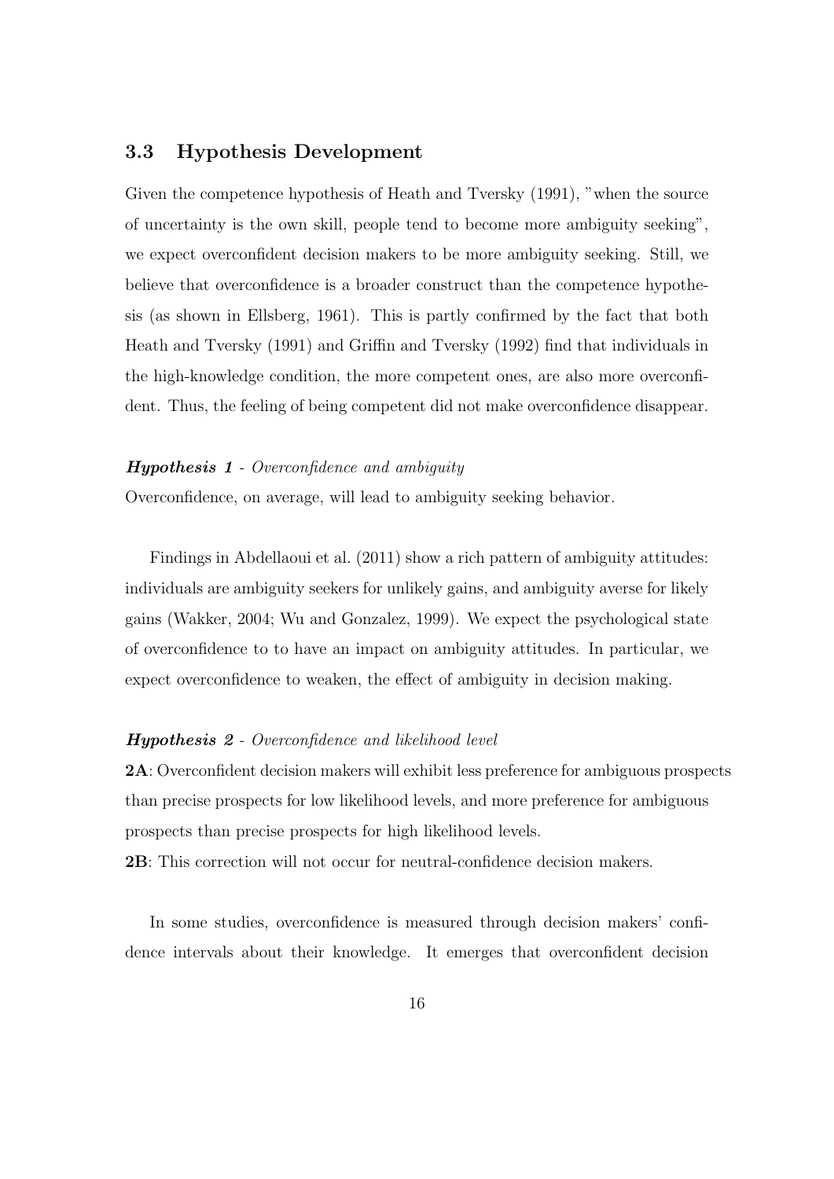### 3.3 Hypothesis Development

Given the competence hypothesis of Heath and Tversky (1991), "when the source of uncertainty is the own skill, people tend to become more ambiguity seeking", we expect overconfident decision makers to be more ambiguity seeking. Still, we believe that overconfidence is a broader construct than the competence hypothesis (as shown in Ellsberg, 1961). This is partly confirmed by the fact that both Heath and Tversky (1991) and Griffin and Tversky (1992) find that individuals in the high-knowledge condition, the more competent ones, are also more overconfident. Thus, the feeling of being competent did not make overconfidence disappear.

***Hypothesis 1*** - *Overconfidence and ambiguity*
Overconfidence, on average, will lead to ambiguity seeking behavior.

Findings in Abdellaoui et al. (2011) show a rich pattern of ambiguity attitudes: individuals are ambiguity seekers for unlikely gains, and ambiguity averse for likely gains (Wakker, 2004; Wu and Gonzalez, 1999). We expect the psychological state of overconfidence to to have an impact on ambiguity attitudes. In particular, we expect overconfidence to weaken, the effect of ambiguity in decision making.

***Hypothesis 2*** - *Overconfidence and likelihood level*
**2A**: Overconfident decision makers will exhibit less preference for ambiguous prospects than precise prospects for low likelihood levels, and more preference for ambiguous prospects than precise prospects for high likelihood levels.
**2B**: This correction will not occur for neutral-confidence decision makers.

In some studies, overconfidence is measured through decision makers' confidence intervals about their knowledge. It emerges that overconfident decision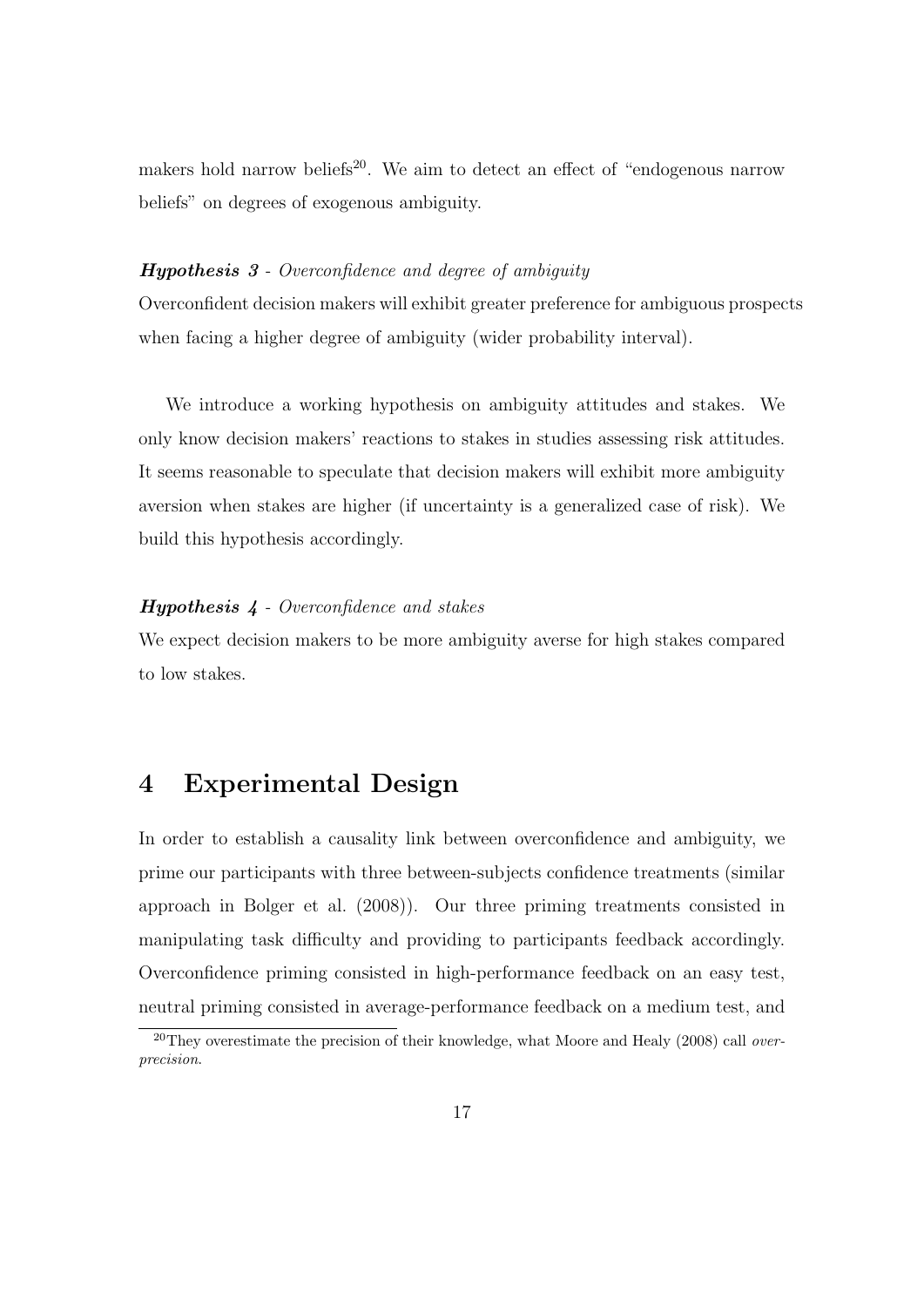makers hold narrow beliefs[20]. We aim to detect an effect of "endogenous narrow beliefs" on degrees of exogenous ambiguity.

***Hypothesis 3*** *- Overconfidence and degree of ambiguity*
Overconfident decision makers will exhibit greater preference for ambiguous prospects when facing a higher degree of ambiguity (wider probability interval).

We introduce a working hypothesis on ambiguity attitudes and stakes. We only know decision makers' reactions to stakes in studies assessing risk attitudes. It seems reasonable to speculate that decision makers will exhibit more ambiguity aversion when stakes are higher (if uncertainty is a generalized case of risk). We build this hypothesis accordingly.

***Hypothesis 4*** *- Overconfidence and stakes*
We expect decision makers to be more ambiguity averse for high stakes compared to low stakes.

# 4 Experimental Design

In order to establish a causality link between overconfidence and ambiguity, we prime our participants with three between-subjects confidence treatments (similar approach in Bolger et al. (2008)). Our three priming treatments consisted in manipulating task difficulty and providing to participants feedback accordingly. Overconfidence priming consisted in high-performance feedback on an easy test, neutral priming consisted in average-performance feedback on a medium test, and

[20] They overestimate the precision of their knowledge, what Moore and Healy (2008) call *overprecision*.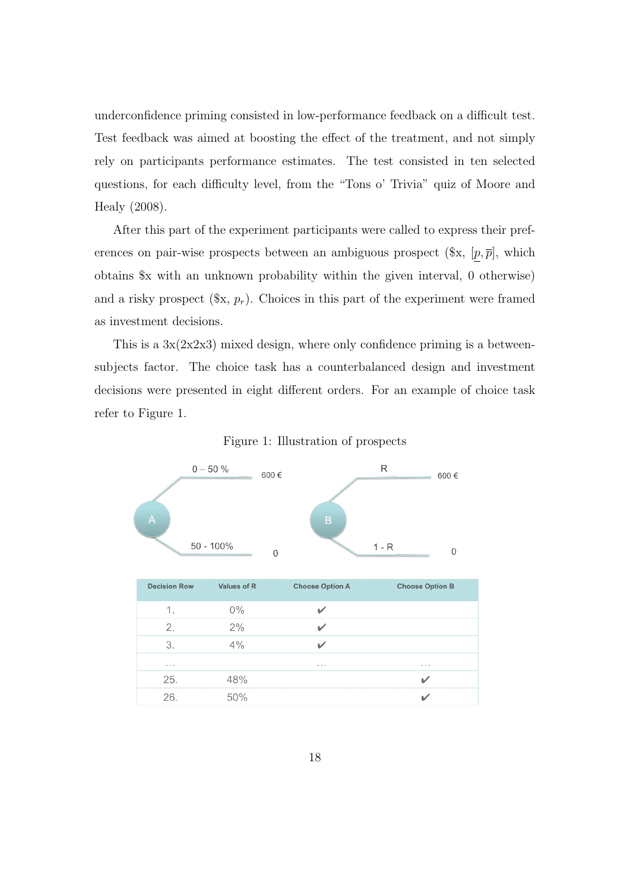underconfidence priming consisted in low-performance feedback on a difficult test. Test feedback was aimed at boosting the effect of the treatment, and not simply rely on participants performance estimates. The test consisted in ten selected questions, for each difficulty level, from the "Tons o' Trivia" quiz of Moore and Healy (2008).

After this part of the experiment participants were called to express their preferences on pair-wise prospects between an ambiguous prospect (\$x, $[\underline{p}, \overline{p}]$, which obtains \$x with an unknown probability within the given interval, 0 otherwise) and a risky prospect (\$x, $p_r$). Choices in this part of the experiment were framed as investment decisions.

This is a 3x(2x2x3) mixed design, where only confidence priming is a between-subjects factor. The choice task has a counterbalanced design and investment decisions were presented in eight different orders. For an example of choice task refer to Figure 1.

Figure 1: Illustration of prospects

A: 0 – 50 % → 600 €; 50 - 100% → 0

B: R → 600 €; 1 - R → 0

| Decision Row | Values of R | Choose Option A | Choose Option B |
|---|---|---|---|
| 1. | 0% | ✔ | |
| 2. | 2% | ✔ | |
| 3. | 4% | ✔ | |
| … | | … | … |
| 25. | 48% | | ✔ |
| 26. | 50% | | ✔ |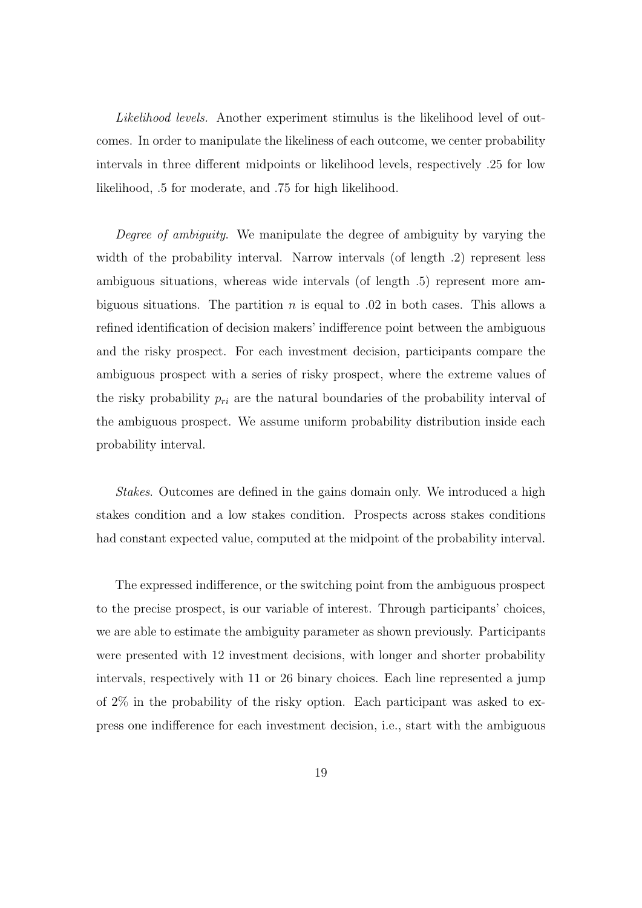*Likelihood levels.* Another experiment stimulus is the likelihood level of outcomes. In order to manipulate the likeliness of each outcome, we center probability intervals in three different midpoints or likelihood levels, respectively .25 for low likelihood, .5 for moderate, and .75 for high likelihood.

*Degree of ambiguity.* We manipulate the degree of ambiguity by varying the width of the probability interval. Narrow intervals (of length .2) represent less ambiguous situations, whereas wide intervals (of length .5) represent more ambiguous situations. The partition $n$ is equal to .02 in both cases. This allows a refined identification of decision makers' indifference point between the ambiguous and the risky prospect. For each investment decision, participants compare the ambiguous prospect with a series of risky prospect, where the extreme values of the risky probability $p_{ri}$ are the natural boundaries of the probability interval of the ambiguous prospect. We assume uniform probability distribution inside each probability interval.

*Stakes.* Outcomes are defined in the gains domain only. We introduced a high stakes condition and a low stakes condition. Prospects across stakes conditions had constant expected value, computed at the midpoint of the probability interval.

The expressed indifference, or the switching point from the ambiguous prospect to the precise prospect, is our variable of interest. Through participants' choices, we are able to estimate the ambiguity parameter as shown previously. Participants were presented with 12 investment decisions, with longer and shorter probability intervals, respectively with 11 or 26 binary choices. Each line represented a jump of 2% in the probability of the risky option. Each participant was asked to express one indifference for each investment decision, i.e., start with the ambiguous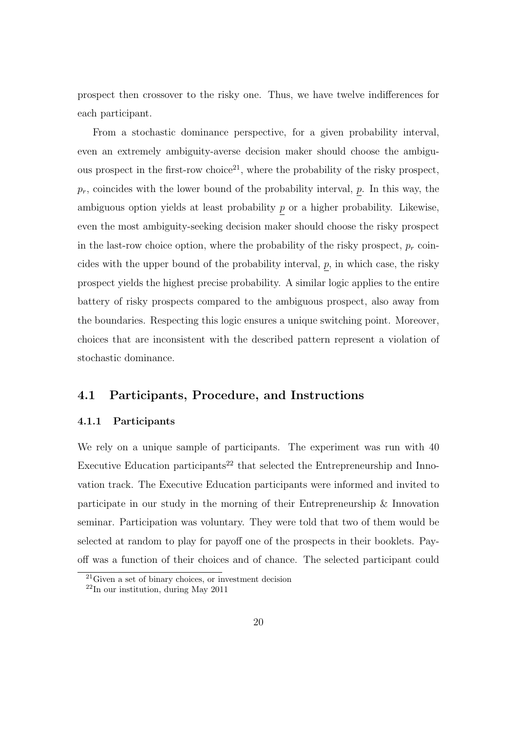prospect then crossover to the risky one. Thus, we have twelve indifferences for each participant.

From a stochastic dominance perspective, for a given probability interval, even an extremely ambiguity-averse decision maker should choose the ambiguous prospect in the first-row choice[21], where the probability of the risky prospect, $p_r$, coincides with the lower bound of the probability interval, $\underline{p}$. In this way, the ambiguous option yields at least probability $\underline{p}$ or a higher probability. Likewise, even the most ambiguity-seeking decision maker should choose the risky prospect in the last-row choice option, where the probability of the risky prospect, $p_r$ coincides with the upper bound of the probability interval, $\underline{p}$, in which case, the risky prospect yields the highest precise probability. A similar logic applies to the entire battery of risky prospects compared to the ambiguous prospect, also away from the boundaries. Respecting this logic ensures a unique switching point. Moreover, choices that are inconsistent with the described pattern represent a violation of stochastic dominance.

## 4.1 Participants, Procedure, and Instructions

### 4.1.1 Participants

We rely on a unique sample of participants. The experiment was run with 40 Executive Education participants[22] that selected the Entrepreneurship and Innovation track. The Executive Education participants were informed and invited to participate in our study in the morning of their Entrepreneurship & Innovation seminar. Participation was voluntary. They were told that two of them would be selected at random to play for payoff one of the prospects in their booklets. Payoff was a function of their choices and of chance. The selected participant could

[21] Given a set of binary choices, or investment decision

[22] In our institution, during May 2011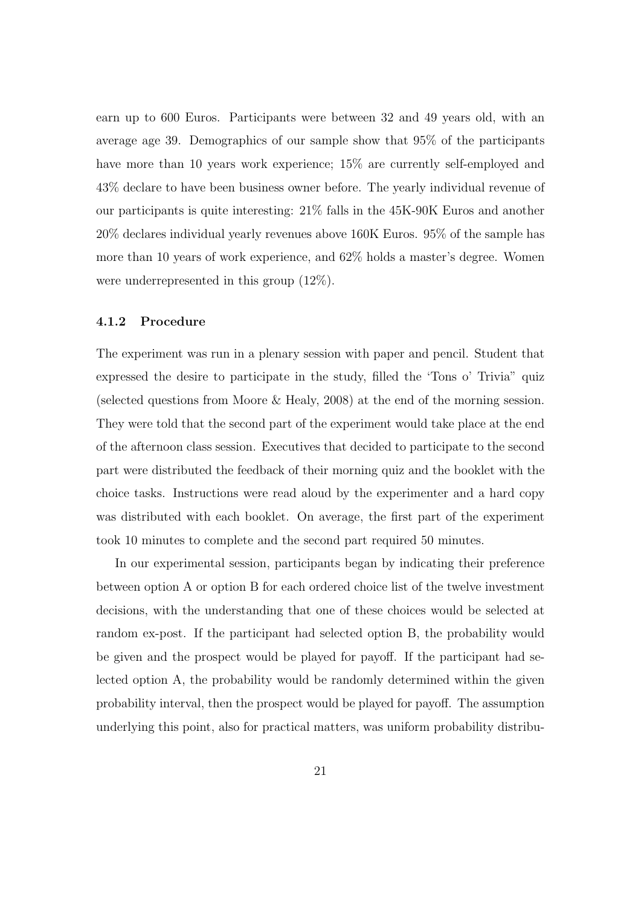earn up to 600 Euros. Participants were between 32 and 49 years old, with an average age 39. Demographics of our sample show that 95% of the participants have more than 10 years work experience; 15% are currently self-employed and 43% declare to have been business owner before. The yearly individual revenue of our participants is quite interesting: 21% falls in the 45K-90K Euros and another 20% declares individual yearly revenues above 160K Euros. 95% of the sample has more than 10 years of work experience, and 62% holds a master's degree. Women were underrepresented in this group (12%).

### 4.1.2 Procedure

The experiment was run in a plenary session with paper and pencil. Student that expressed the desire to participate in the study, filled the 'Tons o' Trivia" quiz (selected questions from Moore & Healy, 2008) at the end of the morning session. They were told that the second part of the experiment would take place at the end of the afternoon class session. Executives that decided to participate to the second part were distributed the feedback of their morning quiz and the booklet with the choice tasks. Instructions were read aloud by the experimenter and a hard copy was distributed with each booklet. On average, the first part of the experiment took 10 minutes to complete and the second part required 50 minutes.

In our experimental session, participants began by indicating their preference between option A or option B for each ordered choice list of the twelve investment decisions, with the understanding that one of these choices would be selected at random ex-post. If the participant had selected option B, the probability would be given and the prospect would be played for payoff. If the participant had selected option A, the probability would be randomly determined within the given probability interval, then the prospect would be played for payoff. The assumption underlying this point, also for practical matters, was uniform probability distribu-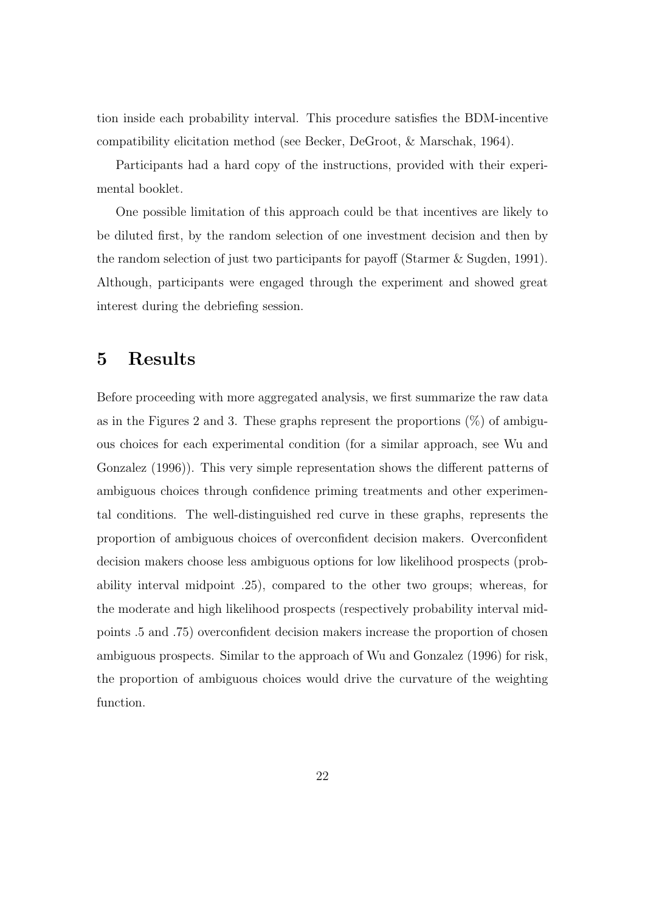tion inside each probability interval. This procedure satisfies the BDM-incentive compatibility elicitation method (see Becker, DeGroot, & Marschak, 1964).

Participants had a hard copy of the instructions, provided with their experimental booklet.

One possible limitation of this approach could be that incentives are likely to be diluted first, by the random selection of one investment decision and then by the random selection of just two participants for payoff (Starmer & Sugden, 1991). Although, participants were engaged through the experiment and showed great interest during the debriefing session.

## 5 Results

Before proceeding with more aggregated analysis, we first summarize the raw data as in the Figures 2 and 3. These graphs represent the proportions (%) of ambiguous choices for each experimental condition (for a similar approach, see Wu and Gonzalez (1996)). This very simple representation shows the different patterns of ambiguous choices through confidence priming treatments and other experimental conditions. The well-distinguished red curve in these graphs, represents the proportion of ambiguous choices of overconfident decision makers. Overconfident decision makers choose less ambiguous options for low likelihood prospects (probability interval midpoint .25), compared to the other two groups; whereas, for the moderate and high likelihood prospects (respectively probability interval midpoints .5 and .75) overconfident decision makers increase the proportion of chosen ambiguous prospects. Similar to the approach of Wu and Gonzalez (1996) for risk, the proportion of ambiguous choices would drive the curvature of the weighting function.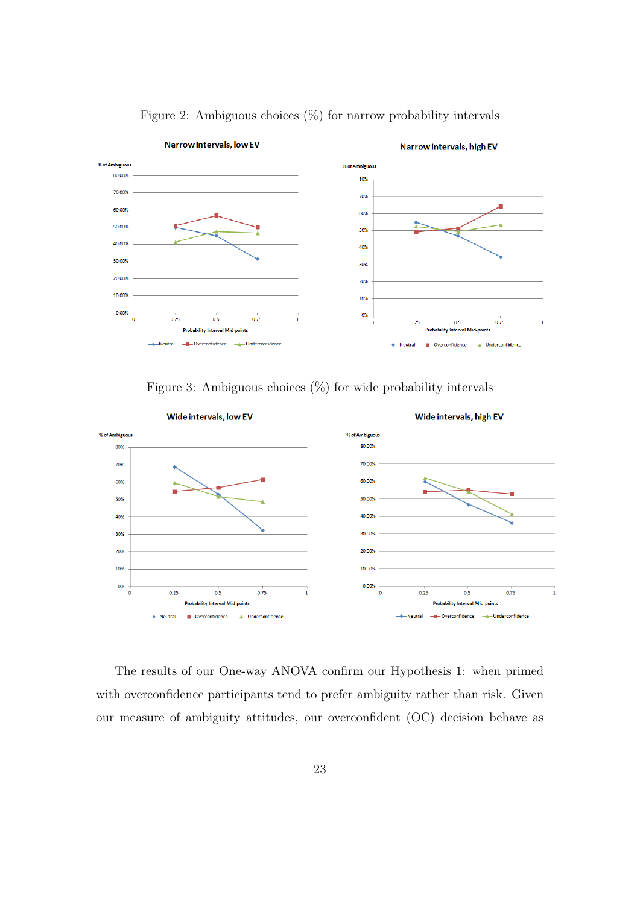Figure 2: Ambiguous choices (%) for narrow probability intervals

Figure 3: Ambiguous choices (%) for wide probability intervals

The results of our One-way ANOVA confirm our Hypothesis 1: when primed with overconfidence participants tend to prefer ambiguity rather than risk. Given our measure of ambiguity attitudes, our overconfident (OC) decision behave as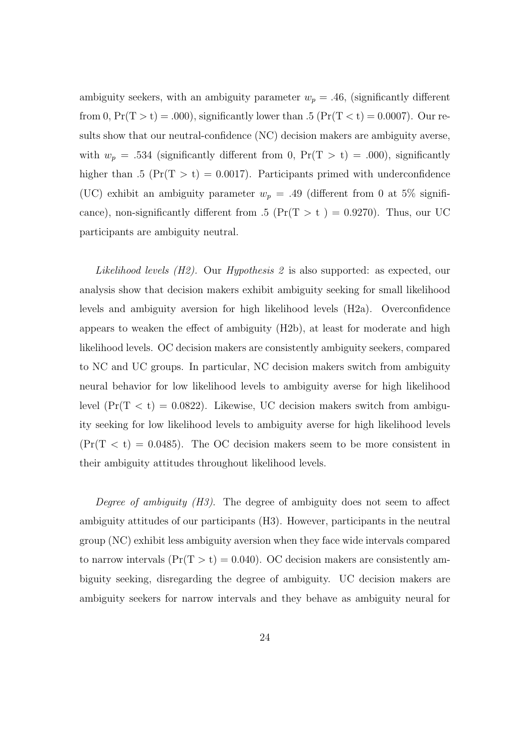ambiguity seekers, with an ambiguity parameter $w_p = .46$, (significantly different from 0, $\Pr(T > t) = .000$), significantly lower than .5 ($\Pr(T < t) = 0.0007$). Our results show that our neutral-confidence (NC) decision makers are ambiguity averse, with $w_p = .534$ (significantly different from 0, $\Pr(T > t) = .000$), significantly higher than .5 ($\Pr(T > t) = 0.0017$). Participants primed with underconfidence (UC) exhibit an ambiguity parameter $w_p = .49$ (different from 0 at 5% significance), non-significantly different from .5 ($\Pr(T > t) = 0.9270$). Thus, our UC participants are ambiguity neutral.

*Likelihood levels (H2).* Our *Hypothesis 2* is also supported: as expected, our analysis show that decision makers exhibit ambiguity seeking for small likelihood levels and ambiguity aversion for high likelihood levels (H2a). Overconfidence appears to weaken the effect of ambiguity (H2b), at least for moderate and high likelihood levels. OC decision makers are consistently ambiguity seekers, compared to NC and UC groups. In particular, NC decision makers switch from ambiguity neural behavior for low likelihood levels to ambiguity averse for high likelihood level ($\Pr(T < t) = 0.0822$). Likewise, UC decision makers switch from ambiguity seeking for low likelihood levels to ambiguity averse for high likelihood levels ($\Pr(T < t) = 0.0485$). The OC decision makers seem to be more consistent in their ambiguity attitudes throughout likelihood levels.

*Degree of ambiguity (H3).* The degree of ambiguity does not seem to affect ambiguity attitudes of our participants (H3). However, participants in the neutral group (NC) exhibit less ambiguity aversion when they face wide intervals compared to narrow intervals ($\Pr(T > t) = 0.040$). OC decision makers are consistently ambiguity seeking, disregarding the degree of ambiguity. UC decision makers are ambiguity seekers for narrow intervals and they behave as ambiguity neural for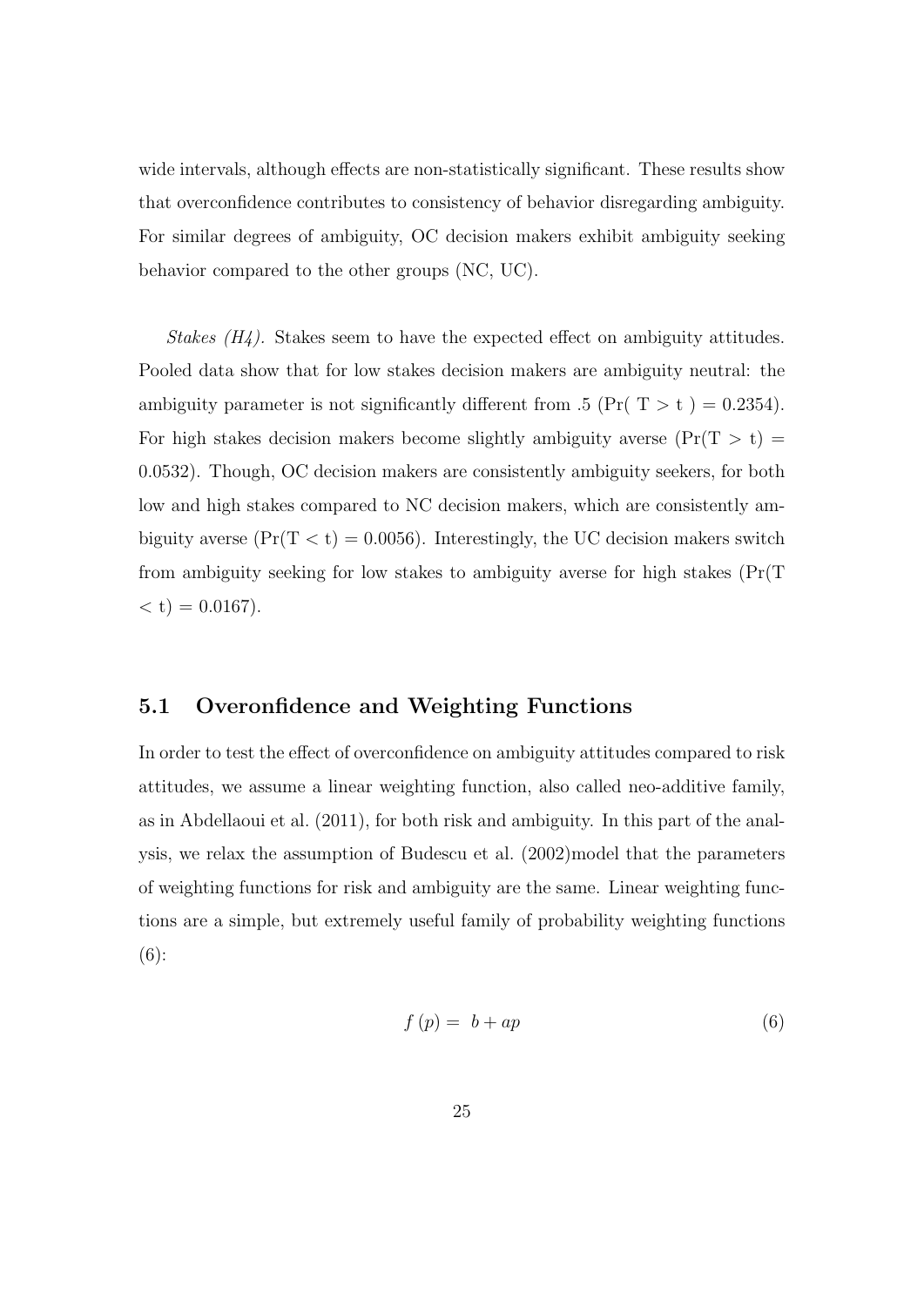wide intervals, although effects are non-statistically significant. These results show that overconfidence contributes to consistency of behavior disregarding ambiguity. For similar degrees of ambiguity, OC decision makers exhibit ambiguity seeking behavior compared to the other groups (NC, UC).

*Stakes (H4).* Stakes seem to have the expected effect on ambiguity attitudes. Pooled data show that for low stakes decision makers are ambiguity neutral: the ambiguity parameter is not significantly different from .5 ($\Pr(T > t) = 0.2354$). For high stakes decision makers become slightly ambiguity averse ($\Pr(T > t) = 0.0532$). Though, OC decision makers are consistently ambiguity seekers, for both low and high stakes compared to NC decision makers, which are consistently ambiguity averse ($\Pr(T < t) = 0.0056$). Interestingly, the UC decision makers switch from ambiguity seeking for low stakes to ambiguity averse for high stakes ($\Pr(T < t) = 0.0167$).

## 5.1 Overonfidence and Weighting Functions

In order to test the effect of overconfidence on ambiguity attitudes compared to risk attitudes, we assume a linear weighting function, also called neo-additive family, as in Abdellaoui et al. (2011), for both risk and ambiguity. In this part of the analysis, we relax the assumption of Budescu et al. (2002)model that the parameters of weighting functions for risk and ambiguity are the same. Linear weighting functions are a simple, but extremely useful family of probability weighting functions (6):

$$f(p) = b + ap \tag{6}$$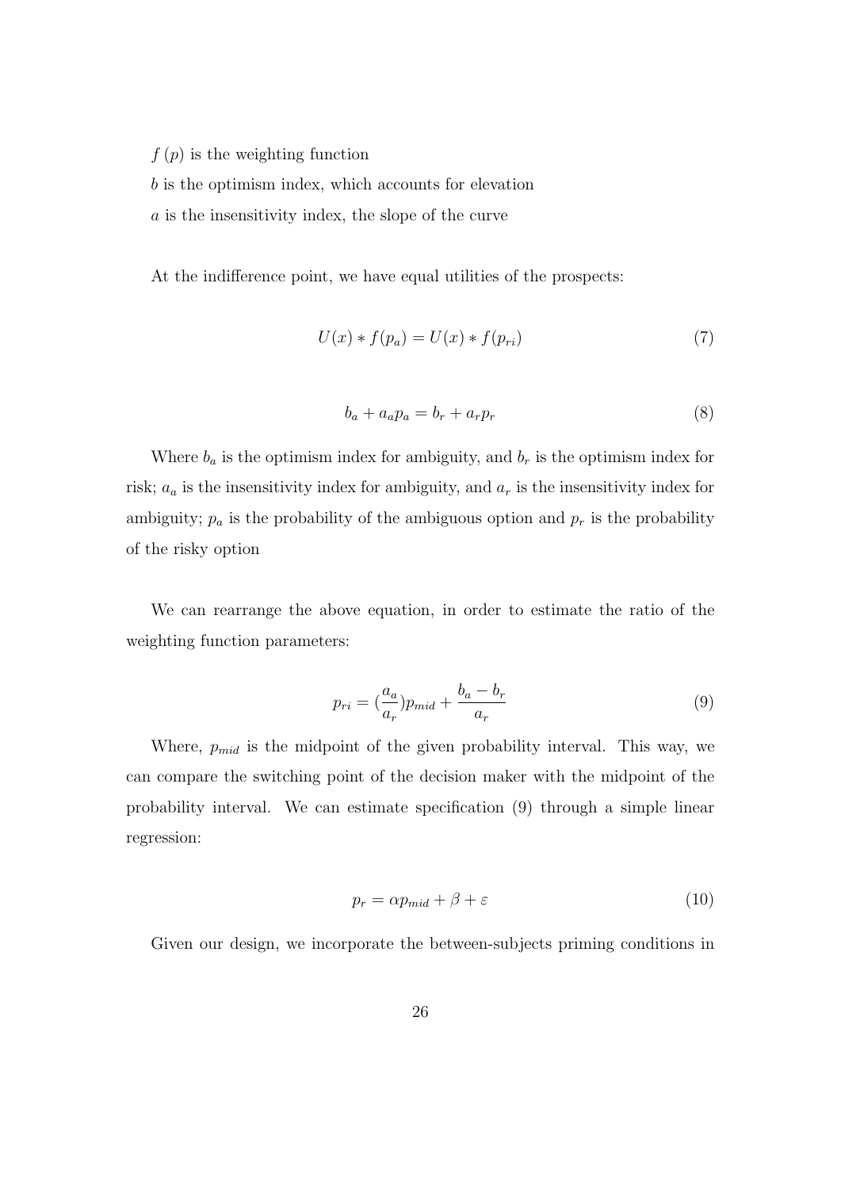$f(p)$ is the weighting function

$b$ is the optimism index, which accounts for elevation

$a$ is the insensitivity index, the slope of the curve

At the indifference point, we have equal utilities of the prospects:

$$U(x) * f(p_a) = U(x) * f(p_{ri}) \tag{7}$$

$$b_a + a_a p_a = b_r + a_r p_r \tag{8}$$

Where $b_a$ is the optimism index for ambiguity, and $b_r$ is the optimism index for risk; $a_a$ is the insensitivity index for ambiguity, and $a_r$ is the insensitivity index for ambiguity; $p_a$ is the probability of the ambiguous option and $p_r$ is the probability of the risky option

We can rearrange the above equation, in order to estimate the ratio of the weighting function parameters:

$$p_{ri} = (\frac{a_a}{a_r})p_{mid} + \frac{b_a - b_r}{a_r} \tag{9}$$

Where, $p_{mid}$ is the midpoint of the given probability interval. This way, we can compare the switching point of the decision maker with the midpoint of the probability interval. We can estimate specification (9) through a simple linear regression:

$$p_r = \alpha p_{mid} + \beta + \varepsilon \tag{10}$$

Given our design, we incorporate the between-subjects priming conditions in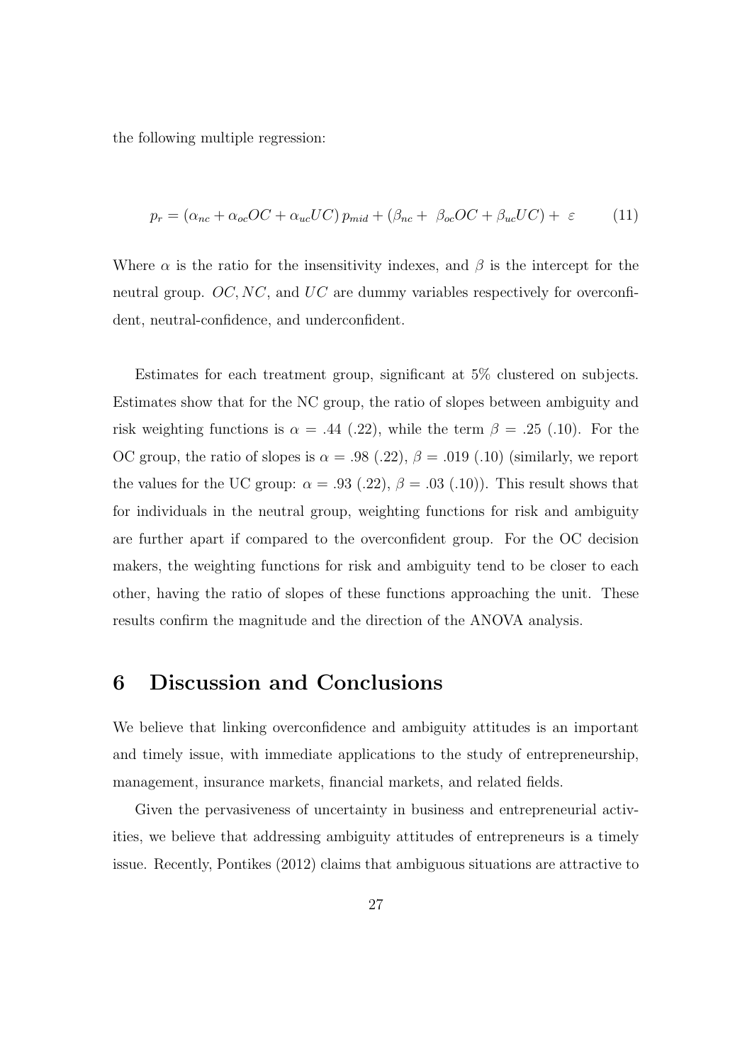the following multiple regression:

$$p_r = (\alpha_{nc} + \alpha_{oc}OC + \alpha_{uc}UC)\, p_{mid} + (\beta_{nc} + \ \beta_{oc}OC + \beta_{uc}UC) + \ \varepsilon \tag{11}$$

Where $\alpha$ is the ratio for the insensitivity indexes, and $\beta$ is the intercept for the neutral group. $OC, NC$, and $UC$ are dummy variables respectively for overconfident, neutral-confidence, and underconfident.

Estimates for each treatment group, significant at 5% clustered on subjects. Estimates show that for the NC group, the ratio of slopes between ambiguity and risk weighting functions is $\alpha = .44$ (.22), while the term $\beta = .25$ (.10). For the OC group, the ratio of slopes is $\alpha = .98$ (.22), $\beta = .019$ (.10) (similarly, we report the values for the UC group: $\alpha = .93$ (.22), $\beta = .03$ (.10)). This result shows that for individuals in the neutral group, weighting functions for risk and ambiguity are further apart if compared to the overconfident group. For the OC decision makers, the weighting functions for risk and ambiguity tend to be closer to each other, having the ratio of slopes of these functions approaching the unit. These results confirm the magnitude and the direction of the ANOVA analysis.

# 6 Discussion and Conclusions

We believe that linking overconfidence and ambiguity attitudes is an important and timely issue, with immediate applications to the study of entrepreneurship, management, insurance markets, financial markets, and related fields.

Given the pervasiveness of uncertainty in business and entrepreneurial activities, we believe that addressing ambiguity attitudes of entrepreneurs is a timely issue. Recently, Pontikes (2012) claims that ambiguous situations are attractive to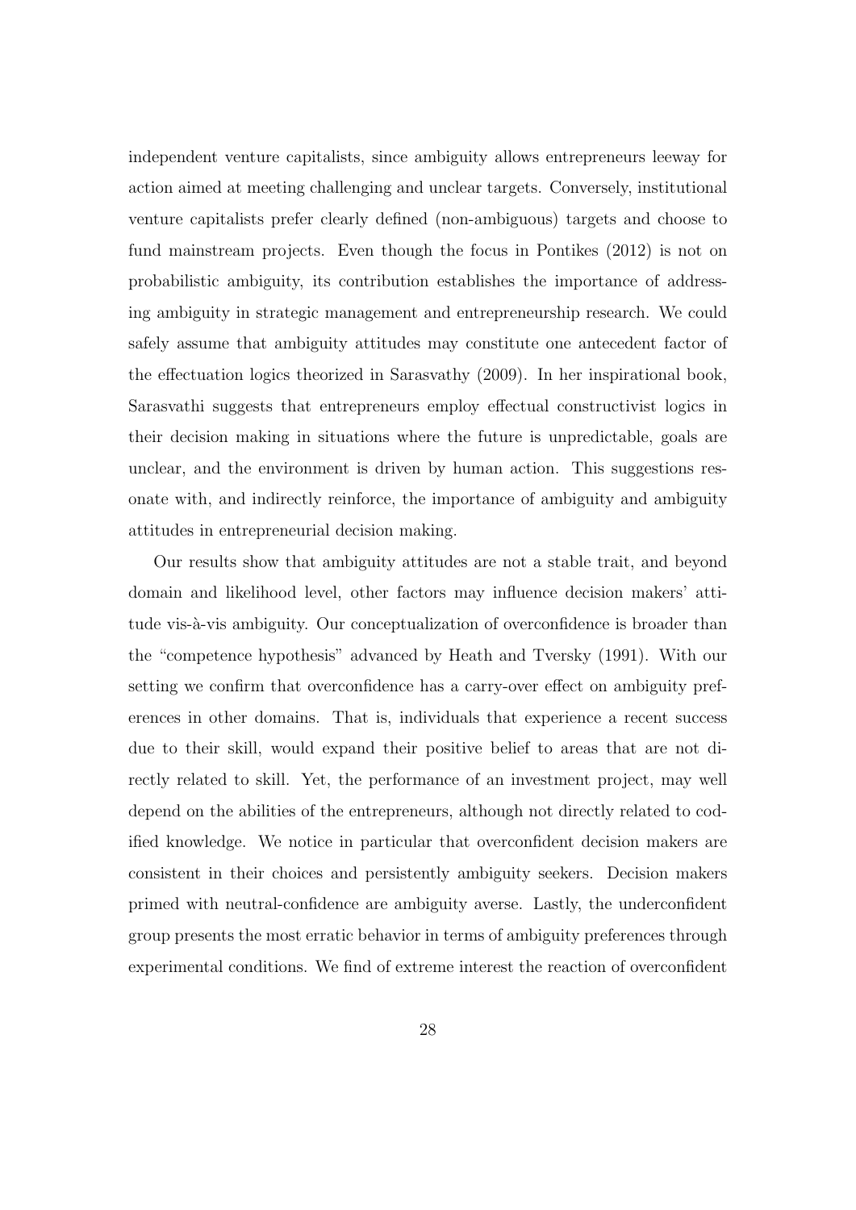independent venture capitalists, since ambiguity allows entrepreneurs leeway for action aimed at meeting challenging and unclear targets. Conversely, institutional venture capitalists prefer clearly defined (non-ambiguous) targets and choose to fund mainstream projects. Even though the focus in Pontikes (2012) is not on probabilistic ambiguity, its contribution establishes the importance of addressing ambiguity in strategic management and entrepreneurship research. We could safely assume that ambiguity attitudes may constitute one antecedent factor of the effectuation logics theorized in Sarasvathy (2009). In her inspirational book, Sarasvathi suggests that entrepreneurs employ effectual constructivist logics in their decision making in situations where the future is unpredictable, goals are unclear, and the environment is driven by human action. This suggestions resonate with, and indirectly reinforce, the importance of ambiguity and ambiguity attitudes in entrepreneurial decision making.

Our results show that ambiguity attitudes are not a stable trait, and beyond domain and likelihood level, other factors may influence decision makers' attitude vis-à-vis ambiguity. Our conceptualization of overconfidence is broader than the "competence hypothesis" advanced by Heath and Tversky (1991). With our setting we confirm that overconfidence has a carry-over effect on ambiguity preferences in other domains. That is, individuals that experience a recent success due to their skill, would expand their positive belief to areas that are not directly related to skill. Yet, the performance of an investment project, may well depend on the abilities of the entrepreneurs, although not directly related to codified knowledge. We notice in particular that overconfident decision makers are consistent in their choices and persistently ambiguity seekers. Decision makers primed with neutral-confidence are ambiguity averse. Lastly, the underconfident group presents the most erratic behavior in terms of ambiguity preferences through experimental conditions. We find of extreme interest the reaction of overconfident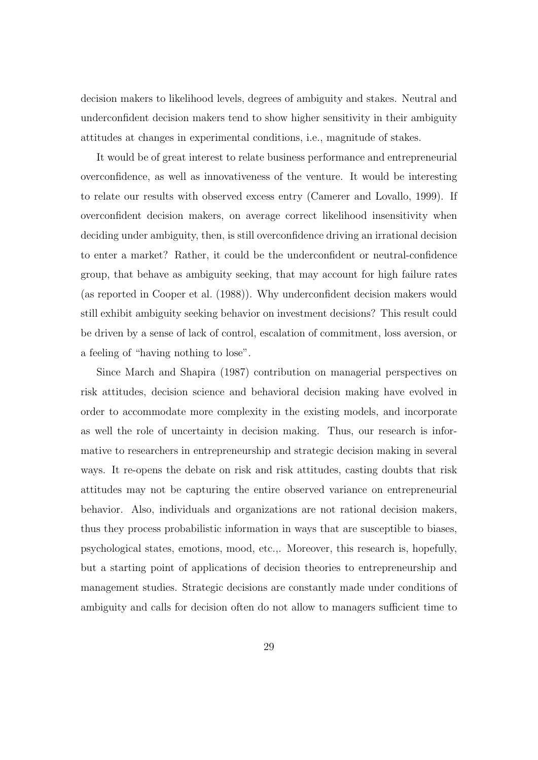decision makers to likelihood levels, degrees of ambiguity and stakes. Neutral and underconfident decision makers tend to show higher sensitivity in their ambiguity attitudes at changes in experimental conditions, i.e., magnitude of stakes.

It would be of great interest to relate business performance and entrepreneurial overconfidence, as well as innovativeness of the venture. It would be interesting to relate our results with observed excess entry (Camerer and Lovallo, 1999). If overconfident decision makers, on average correct likelihood insensitivity when deciding under ambiguity, then, is still overconfidence driving an irrational decision to enter a market? Rather, it could be the underconfident or neutral-confidence group, that behave as ambiguity seeking, that may account for high failure rates (as reported in Cooper et al. (1988)). Why underconfident decision makers would still exhibit ambiguity seeking behavior on investment decisions? This result could be driven by a sense of lack of control, escalation of commitment, loss aversion, or a feeling of "having nothing to lose".

Since March and Shapira (1987) contribution on managerial perspectives on risk attitudes, decision science and behavioral decision making have evolved in order to accommodate more complexity in the existing models, and incorporate as well the role of uncertainty in decision making. Thus, our research is informative to researchers in entrepreneurship and strategic decision making in several ways. It re-opens the debate on risk and risk attitudes, casting doubts that risk attitudes may not be capturing the entire observed variance on entrepreneurial behavior. Also, individuals and organizations are not rational decision makers, thus they process probabilistic information in ways that are susceptible to biases, psychological states, emotions, mood, etc.,. Moreover, this research is, hopefully, but a starting point of applications of decision theories to entrepreneurship and management studies. Strategic decisions are constantly made under conditions of ambiguity and calls for decision often do not allow to managers sufficient time to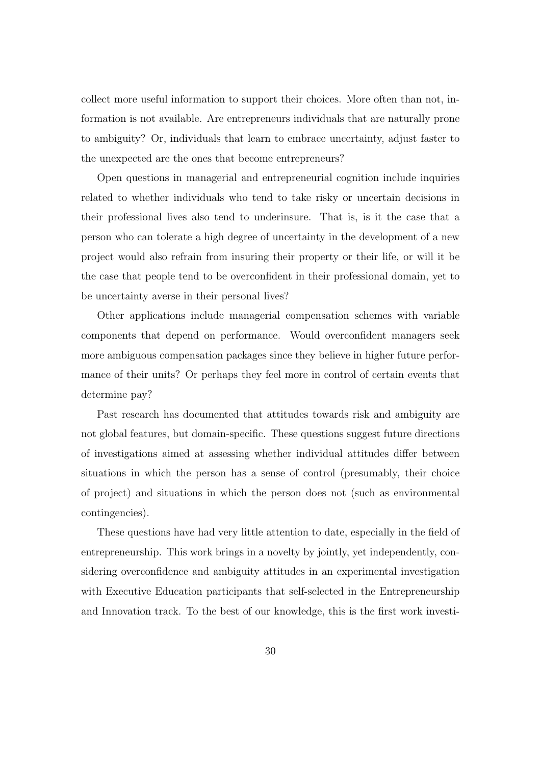collect more useful information to support their choices. More often than not, information is not available. Are entrepreneurs individuals that are naturally prone to ambiguity? Or, individuals that learn to embrace uncertainty, adjust faster to the unexpected are the ones that become entrepreneurs?

Open questions in managerial and entrepreneurial cognition include inquiries related to whether individuals who tend to take risky or uncertain decisions in their professional lives also tend to underinsure. That is, is it the case that a person who can tolerate a high degree of uncertainty in the development of a new project would also refrain from insuring their property or their life, or will it be the case that people tend to be overconfident in their professional domain, yet to be uncertainty averse in their personal lives?

Other applications include managerial compensation schemes with variable components that depend on performance. Would overconfident managers seek more ambiguous compensation packages since they believe in higher future performance of their units? Or perhaps they feel more in control of certain events that determine pay?

Past research has documented that attitudes towards risk and ambiguity are not global features, but domain-specific. These questions suggest future directions of investigations aimed at assessing whether individual attitudes differ between situations in which the person has a sense of control (presumably, their choice of project) and situations in which the person does not (such as environmental contingencies).

These questions have had very little attention to date, especially in the field of entrepreneurship. This work brings in a novelty by jointly, yet independently, considering overconfidence and ambiguity attitudes in an experimental investigation with Executive Education participants that self-selected in the Entrepreneurship and Innovation track. To the best of our knowledge, this is the first work investi-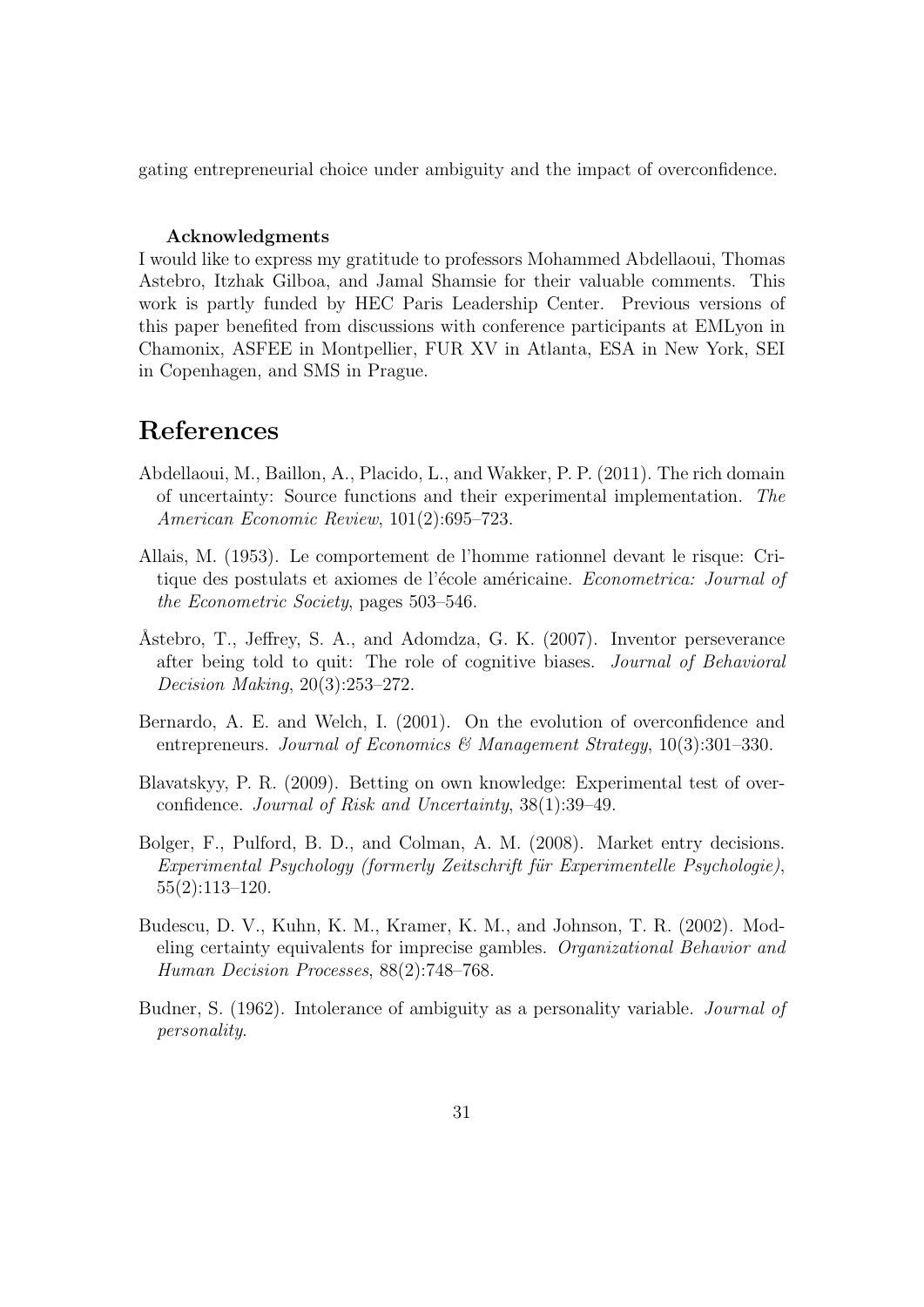gating entrepreneurial choice under ambiguity and the impact of overconfidence.

**Acknowledgments**

I would like to express my gratitude to professors Mohammed Abdellaoui, Thomas Astebro, Itzhak Gilboa, and Jamal Shamsie for their valuable comments. This work is partly funded by HEC Paris Leadership Center. Previous versions of this paper benefited from discussions with conference participants at EMLyon in Chamonix, ASFEE in Montpellier, FUR XV in Atlanta, ESA in New York, SEI in Copenhagen, and SMS in Prague.

# References

Abdellaoui, M., Baillon, A., Placido, L., and Wakker, P. P. (2011). The rich domain of uncertainty: Source functions and their experimental implementation. *The American Economic Review*, 101(2):695–723.

Allais, M. (1953). Le comportement de l'homme rationnel devant le risque: Critique des postulats et axiomes de l'école américaine. *Econometrica: Journal of the Econometric Society*, pages 503–546.

Åstebro, T., Jeffrey, S. A., and Adomdza, G. K. (2007). Inventor perseverance after being told to quit: The role of cognitive biases. *Journal of Behavioral Decision Making*, 20(3):253–272.

Bernardo, A. E. and Welch, I. (2001). On the evolution of overconfidence and entrepreneurs. *Journal of Economics & Management Strategy*, 10(3):301–330.

Blavatskyy, P. R. (2009). Betting on own knowledge: Experimental test of overconfidence. *Journal of Risk and Uncertainty*, 38(1):39–49.

Bolger, F., Pulford, B. D., and Colman, A. M. (2008). Market entry decisions. *Experimental Psychology (formerly Zeitschrift für Experimentelle Psychologie)*, 55(2):113–120.

Budescu, D. V., Kuhn, K. M., Kramer, K. M., and Johnson, T. R. (2002). Modeling certainty equivalents for imprecise gambles. *Organizational Behavior and Human Decision Processes*, 88(2):748–768.

Budner, S. (1962). Intolerance of ambiguity as a personality variable. *Journal of personality*.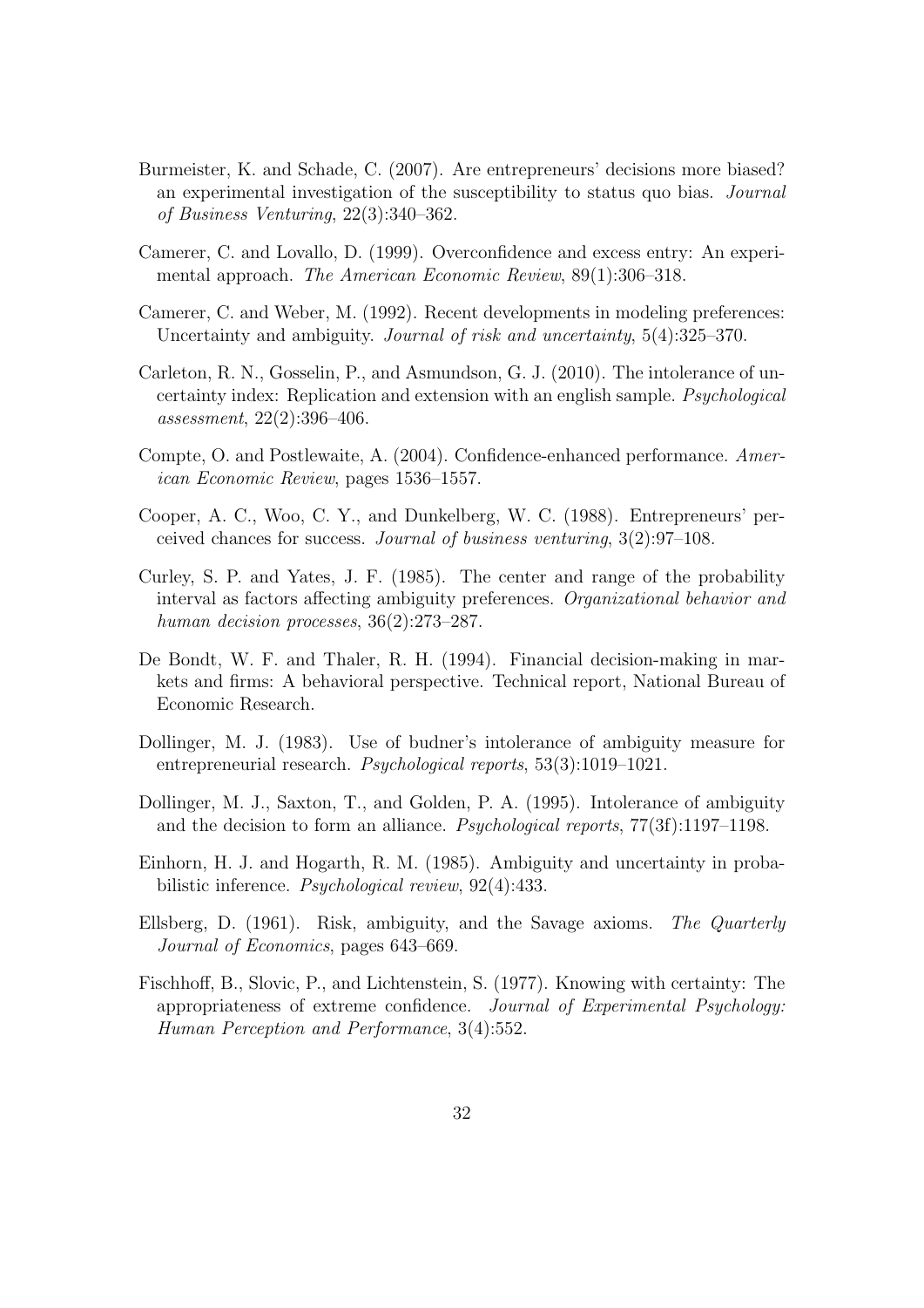Burmeister, K. and Schade, C. (2007). Are entrepreneurs' decisions more biased? an experimental investigation of the susceptibility to status quo bias. *Journal of Business Venturing*, 22(3):340–362.

Camerer, C. and Lovallo, D. (1999). Overconfidence and excess entry: An experimental approach. *The American Economic Review*, 89(1):306–318.

Camerer, C. and Weber, M. (1992). Recent developments in modeling preferences: Uncertainty and ambiguity. *Journal of risk and uncertainty*, 5(4):325–370.

Carleton, R. N., Gosselin, P., and Asmundson, G. J. (2010). The intolerance of uncertainty index: Replication and extension with an english sample. *Psychological assessment*, 22(2):396–406.

Compte, O. and Postlewaite, A. (2004). Confidence-enhanced performance. *American Economic Review*, pages 1536–1557.

Cooper, A. C., Woo, C. Y., and Dunkelberg, W. C. (1988). Entrepreneurs' perceived chances for success. *Journal of business venturing*, 3(2):97–108.

Curley, S. P. and Yates, J. F. (1985). The center and range of the probability interval as factors affecting ambiguity preferences. *Organizational behavior and human decision processes*, 36(2):273–287.

De Bondt, W. F. and Thaler, R. H. (1994). Financial decision-making in markets and firms: A behavioral perspective. Technical report, National Bureau of Economic Research.

Dollinger, M. J. (1983). Use of budner's intolerance of ambiguity measure for entrepreneurial research. *Psychological reports*, 53(3):1019–1021.

Dollinger, M. J., Saxton, T., and Golden, P. A. (1995). Intolerance of ambiguity and the decision to form an alliance. *Psychological reports*, 77(3f):1197–1198.

Einhorn, H. J. and Hogarth, R. M. (1985). Ambiguity and uncertainty in probabilistic inference. *Psychological review*, 92(4):433.

Ellsberg, D. (1961). Risk, ambiguity, and the Savage axioms. *The Quarterly Journal of Economics*, pages 643–669.

Fischhoff, B., Slovic, P., and Lichtenstein, S. (1977). Knowing with certainty: The appropriateness of extreme confidence. *Journal of Experimental Psychology: Human Perception and Performance*, 3(4):552.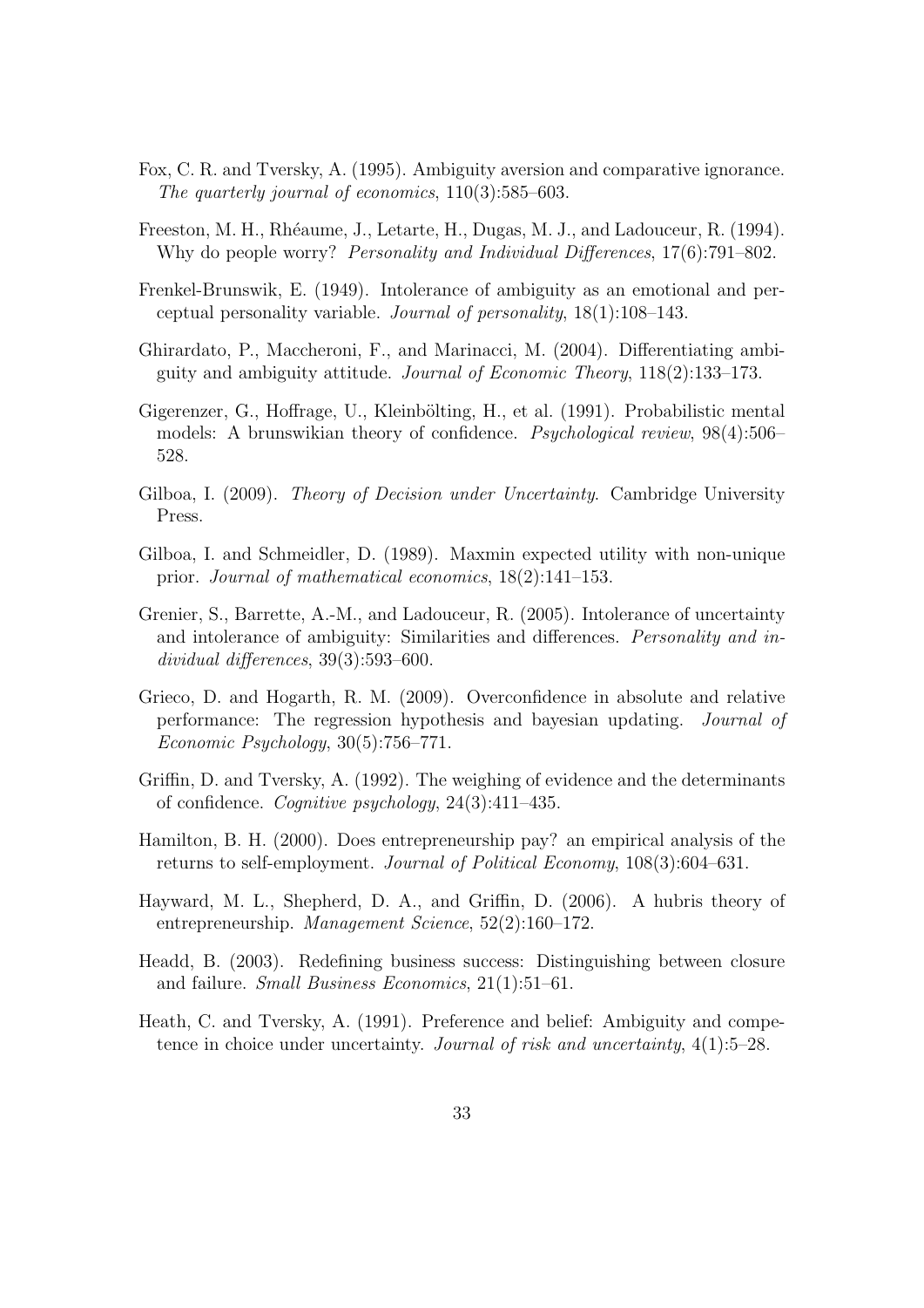Fox, C. R. and Tversky, A. (1995). Ambiguity aversion and comparative ignorance. *The quarterly journal of economics*, 110(3):585–603.

Freeston, M. H., Rhéaume, J., Letarte, H., Dugas, M. J., and Ladouceur, R. (1994). Why do people worry? *Personality and Individual Differences*, 17(6):791–802.

Frenkel-Brunswik, E. (1949). Intolerance of ambiguity as an emotional and perceptual personality variable. *Journal of personality*, 18(1):108–143.

Ghirardato, P., Maccheroni, F., and Marinacci, M. (2004). Differentiating ambiguity and ambiguity attitude. *Journal of Economic Theory*, 118(2):133–173.

Gigerenzer, G., Hoffrage, U., Kleinbölting, H., et al. (1991). Probabilistic mental models: A brunswikian theory of confidence. *Psychological review*, 98(4):506–528.

Gilboa, I. (2009). *Theory of Decision under Uncertainty*. Cambridge University Press.

Gilboa, I. and Schmeidler, D. (1989). Maxmin expected utility with non-unique prior. *Journal of mathematical economics*, 18(2):141–153.

Grenier, S., Barrette, A.-M., and Ladouceur, R. (2005). Intolerance of uncertainty and intolerance of ambiguity: Similarities and differences. *Personality and individual differences*, 39(3):593–600.

Grieco, D. and Hogarth, R. M. (2009). Overconfidence in absolute and relative performance: The regression hypothesis and bayesian updating. *Journal of Economic Psychology*, 30(5):756–771.

Griffin, D. and Tversky, A. (1992). The weighing of evidence and the determinants of confidence. *Cognitive psychology*, 24(3):411–435.

Hamilton, B. H. (2000). Does entrepreneurship pay? an empirical analysis of the returns to self-employment. *Journal of Political Economy*, 108(3):604–631.

Hayward, M. L., Shepherd, D. A., and Griffin, D. (2006). A hubris theory of entrepreneurship. *Management Science*, 52(2):160–172.

Headd, B. (2003). Redefining business success: Distinguishing between closure and failure. *Small Business Economics*, 21(1):51–61.

Heath, C. and Tversky, A. (1991). Preference and belief: Ambiguity and competence in choice under uncertainty. *Journal of risk and uncertainty*, 4(1):5–28.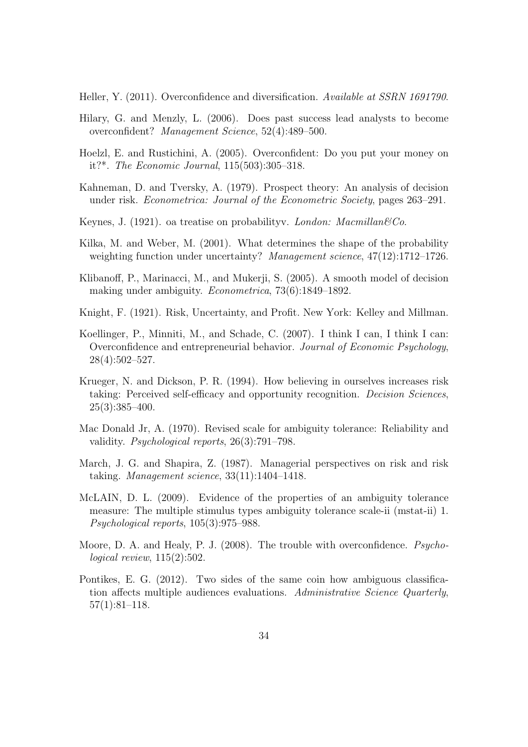Heller, Y. (2011). Overconfidence and diversification. *Available at SSRN 1691790*.

Hilary, G. and Menzly, L. (2006). Does past success lead analysts to become overconfident? *Management Science*, 52(4):489–500.

Hoelzl, E. and Rustichini, A. (2005). Overconfident: Do you put your money on it?*. *The Economic Journal*, 115(503):305–318.

Kahneman, D. and Tversky, A. (1979). Prospect theory: An analysis of decision under risk. *Econometrica: Journal of the Econometric Society*, pages 263–291.

Keynes, J. (1921). oa treatise on probabilityv. *London: Macmillan&Co.*

Kilka, M. and Weber, M. (2001). What determines the shape of the probability weighting function under uncertainty? *Management science*, 47(12):1712–1726.

Klibanoff, P., Marinacci, M., and Mukerji, S. (2005). A smooth model of decision making under ambiguity. *Econometrica*, 73(6):1849–1892.

Knight, F. (1921). Risk, Uncertainty, and Profit. New York: Kelley and Millman.

Koellinger, P., Minniti, M., and Schade, C. (2007). I think I can, I think I can: Overconfidence and entrepreneurial behavior. *Journal of Economic Psychology*, 28(4):502–527.

Krueger, N. and Dickson, P. R. (1994). How believing in ourselves increases risk taking: Perceived self-efficacy and opportunity recognition. *Decision Sciences*, 25(3):385–400.

Mac Donald Jr, A. (1970). Revised scale for ambiguity tolerance: Reliability and validity. *Psychological reports*, 26(3):791–798.

March, J. G. and Shapira, Z. (1987). Managerial perspectives on risk and risk taking. *Management science*, 33(11):1404–1418.

McLAIN, D. L. (2009). Evidence of the properties of an ambiguity tolerance measure: The multiple stimulus types ambiguity tolerance scale-ii (mstat-ii) 1. *Psychological reports*, 105(3):975–988.

Moore, D. A. and Healy, P. J. (2008). The trouble with overconfidence. *Psychological review*, 115(2):502.

Pontikes, E. G. (2012). Two sides of the same coin how ambiguous classification affects multiple audiences evaluations. *Administrative Science Quarterly*, 57(1):81–118.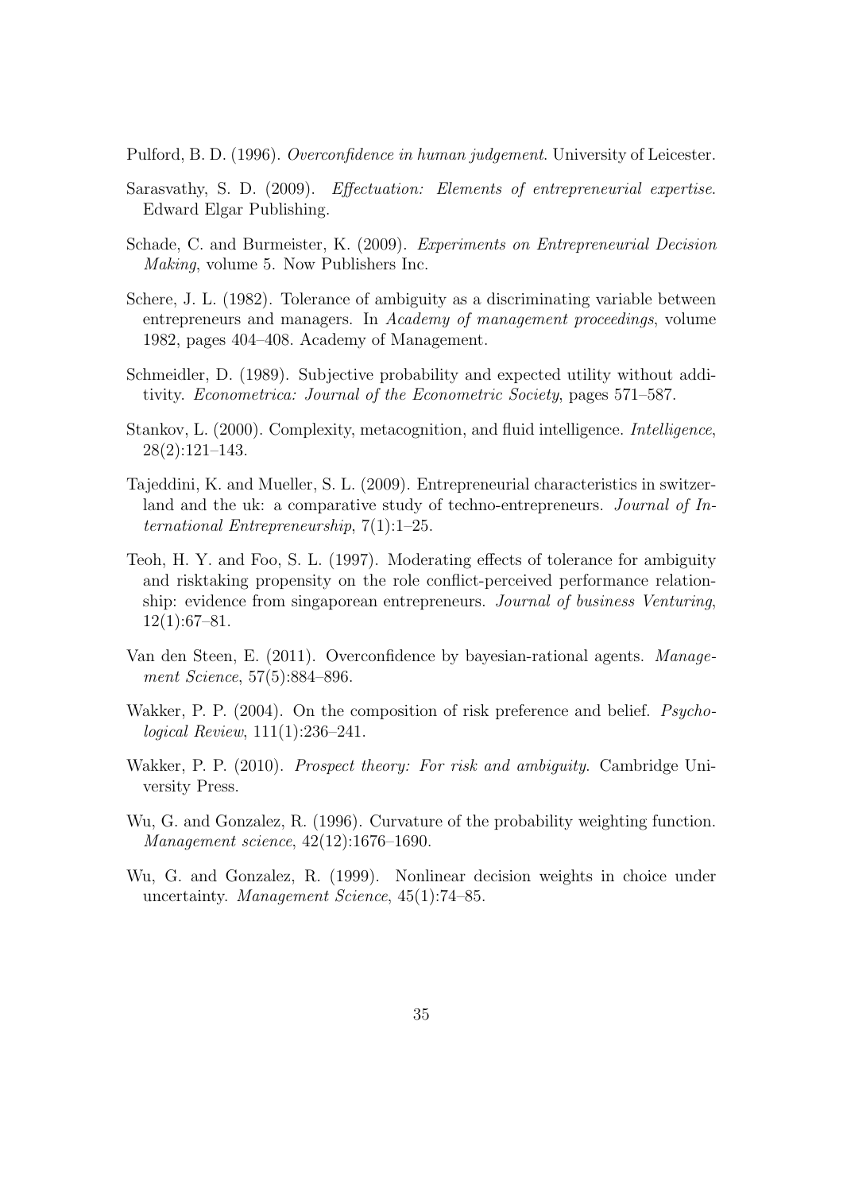Pulford, B. D. (1996). *Overconfidence in human judgement*. University of Leicester.

Sarasvathy, S. D. (2009). *Effectuation: Elements of entrepreneurial expertise*. Edward Elgar Publishing.

Schade, C. and Burmeister, K. (2009). *Experiments on Entrepreneurial Decision Making*, volume 5. Now Publishers Inc.

Schere, J. L. (1982). Tolerance of ambiguity as a discriminating variable between entrepreneurs and managers. In *Academy of management proceedings*, volume 1982, pages 404–408. Academy of Management.

Schmeidler, D. (1989). Subjective probability and expected utility without additivity. *Econometrica: Journal of the Econometric Society*, pages 571–587.

Stankov, L. (2000). Complexity, metacognition, and fluid intelligence. *Intelligence*, 28(2):121–143.

Tajeddini, K. and Mueller, S. L. (2009). Entrepreneurial characteristics in switzerland and the uk: a comparative study of techno-entrepreneurs. *Journal of International Entrepreneurship*, 7(1):1–25.

Teoh, H. Y. and Foo, S. L. (1997). Moderating effects of tolerance for ambiguity and risktaking propensity on the role conflict-perceived performance relationship: evidence from singaporean entrepreneurs. *Journal of business Venturing*, 12(1):67–81.

Van den Steen, E. (2011). Overconfidence by bayesian-rational agents. *Management Science*, 57(5):884–896.

Wakker, P. P. (2004). On the composition of risk preference and belief. *Psychological Review*, 111(1):236–241.

Wakker, P. P. (2010). *Prospect theory: For risk and ambiguity*. Cambridge University Press.

Wu, G. and Gonzalez, R. (1996). Curvature of the probability weighting function. *Management science*, 42(12):1676–1690.

Wu, G. and Gonzalez, R. (1999). Nonlinear decision weights in choice under uncertainty. *Management Science*, 45(1):74–85.